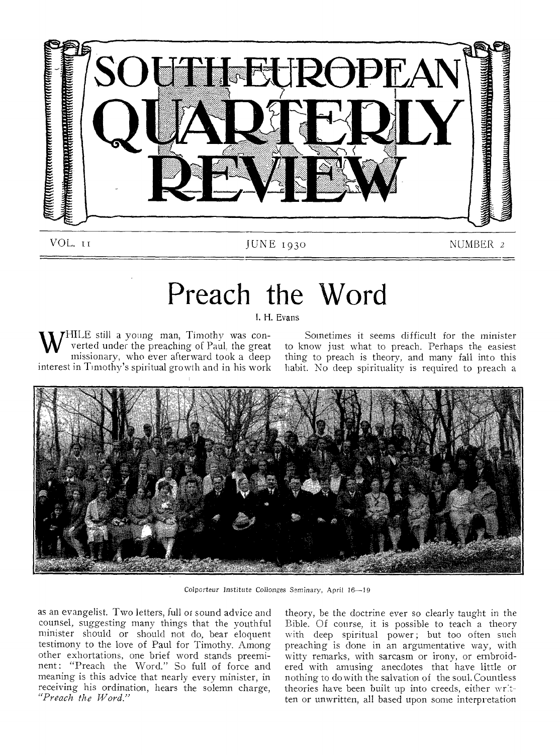# SOUTH-EUROPEAN QUARTERLY REVIEW

VOL. II — JUNE 1930 — NUMBER 2

## Preach the Word

I. H. Evans

WHILE still a young man, Timothy was converted under the preaching of Paul, the great missionary, who ever afterward took a deep interest in Timothy's spiritual growth and in his work as an evangelist. Two letters, full of sound advice and counsel, suggesting many things that the youthful minister should or should not do, bear eloquent testimony to the love of Paul for Timothy. Among other exhortations, one brief word stands preeminent: "Preach the Word." So full of force and meaning is this advice that nearly every minister, in receiving his ordination, hears the solemn charge, *"Preach the Word."*

Sometimes it seems difficult for the minister to know just what to preach. Perhaps the easiest thing to preach is theory, and many fall into this habit. No deep spirituality is required to preach a theory, be the doctrine ever so clearly taught in the Bible. Of course, it is possible to teach a theory with deep spiritual power; but too often such preaching is done in an argumentative way, with witty remarks, with sarcasm or irony, or embroidered with amusing anecdotes that have little or nothing to do with the salvation of the soul. Countless theories have been built up into creeds, either written or unwritten, all based upon some interpretation

Colporteur Institute Collonges Seminary, April 16—19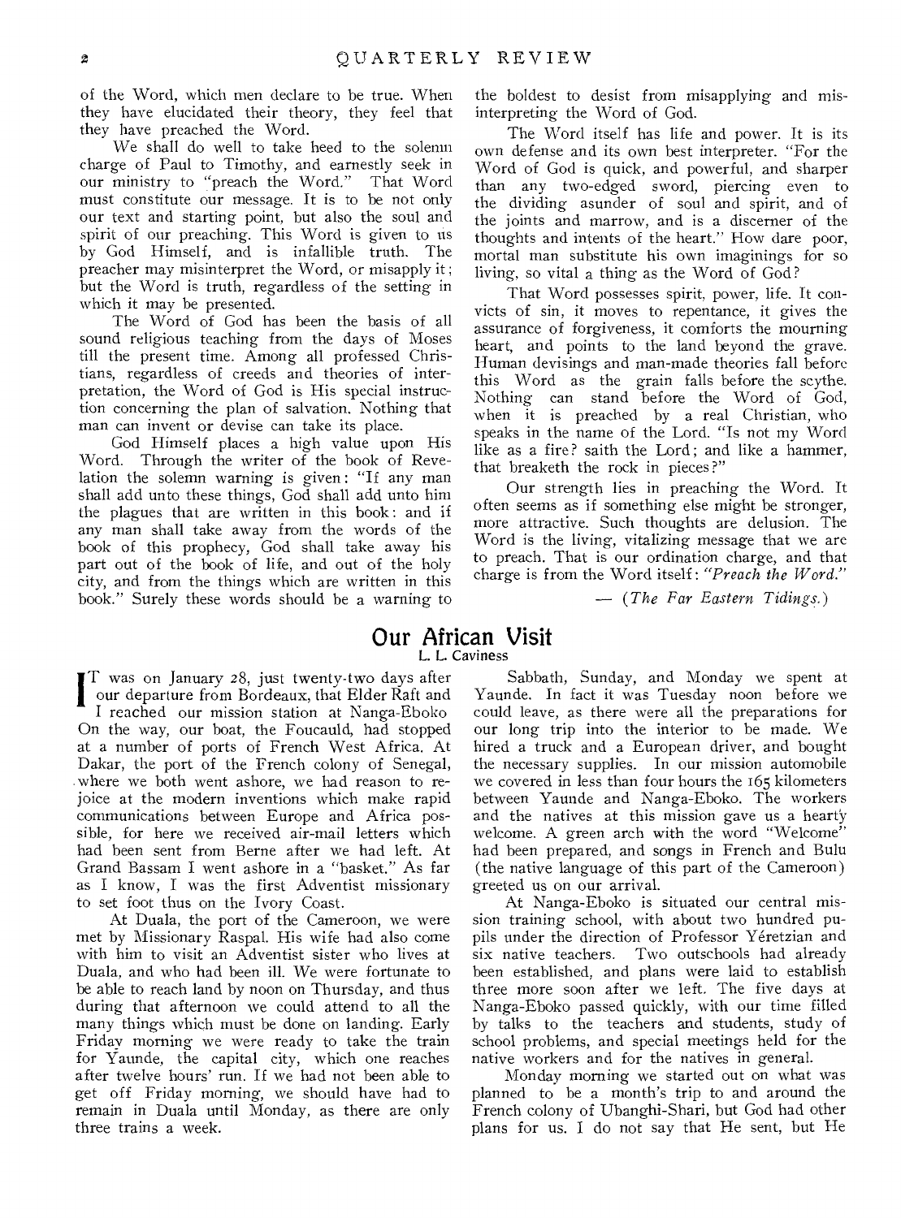of the Word, which men declare to be true. When they have elucidated their theory, they feel that they have preached the Word.

We shall do well to take heed to the solemn charge of Paul to Timothy, and earnestly seek in our ministry to "preach the Word." That Word must constitute our message. It is to be not only our text and starting point, but also the soul and spirit of our preaching. This Word is given to us by God Himself, and is infallible truth. The preacher may misinterpret the Word, or misapply it; but the Word is truth, regardless of the setting in which it may be presented.

The Word of God has been the basis of all sound religious teaching from the days of Moses till the present time. Among all professed Christians, regardless of creeds and theories of interpretation, the Word of God is His special instruction concerning the plan of salvation. Nothing that man can invent or devise can take its place.

God Himself places a high value upon His Word. Through the writer of the book of Revelation the solemn warning is given: "If any man shall add unto these things, God shall add unto him the plagues that are written in this book: and if any man shall take away from the words of the book of this prophecy, God shall take away his part out of the book of life, and out of the holy city, and from the things which are written in this book." Surely these words should be a warning to the boldest to desist from misapplying and misinterpreting the Word of God.

The Word itself has life and power. It is its own defense and its own best interpreter. "For the Word of God is quick, and powerful, and sharper than any two-edged sword, piercing even to the dividing asunder of soul and spirit, and of the joints and marrow, and is a discerner of the thoughts and intents of the heart." How dare poor, mortal man substitute his own imaginings for so living, so vital a thing as the Word of God?

That Word possesses spirit, power, life. It convicts of sin, it moves to repentance, it gives the assurance of forgiveness, it comforts the mourning heart, and points to the land beyond the grave. Human devisings and man-made theories fall before this Word as the grain falls before the scythe. Nothing can stand before the Word of God, when it is preached by a real Christian, who speaks in the name of the Lord. "Is not my Word like as a fire? saith the Lord; and like a hammer, that breaketh the rock in pieces?"

Our strength lies in preaching the Word. It often seems as if something else might be stronger, more attractive. Such thoughts are delusion. The Word is the living, vitalizing message that we are to preach. That is our ordination charge, and that charge is from the Word itself: *"Preach the Word."*

— (*The Far Eastern Tidings.*)

## Our African Visit

L. L. Caviness

It was on January 28, just twenty-two days after our departure from Bordeaux, that Elder Raft and I reached our mission station at Nanga-Eboko. On the way, our boat, the Foucauld, had stopped at a number of ports of French West Africa. At Dakar, the port of the French colony of Senegal, where we both went ashore, we had reason to rejoice at the modern inventions which make rapid communications between Europe and Africa possible, for here we received air-mail letters which had been sent from Berne after we had left. At Grand Bassam I went ashore in a "basket." As far as I know, I was the first Adventist missionary to set foot thus on the Ivory Coast.

At Duala, the port of the Cameroon, we were met by Missionary Raspal. His wife had also come with him to visit an Adventist sister who lives at Duala, and who had been ill. We were fortunate to be able to reach land by noon on Thursday, and thus during that afternoon we could attend to all the many things which must be done on landing. Early Friday morning we were ready to take the train for Yaunde, the capital city, which one reaches after twelve hours' run. If we had not been able to get off Friday morning, we should have had to remain in Duala until Monday, as there are only three trains a week.

Sabbath, Sunday, and Monday we spent at Yaunde. In fact it was Tuesday noon before we could leave, as there were all the preparations for our long trip into the interior to be made. We hired a truck and a European driver, and bought the necessary supplies. In our mission automobile we covered in less than four hours the 165 kilometers between Yaunde and Nanga-Eboko. The workers and the natives at this mission gave us a hearty welcome. A green arch with the word "Welcome" had been prepared, and songs in French and Bulu (the native language of this part of the Cameroon) greeted us on our arrival.

At Nanga-Eboko is situated our central mission training school, with about two hundred pupils under the direction of Professor Yéretzian and six native teachers. Two outschools had already been established, and plans were laid to establish three more soon after we left. The five days at Nanga-Eboko passed quickly, with our time filled by talks to the teachers and students, study of school problems, and special meetings held for the native workers and for the natives in general.

Monday morning we started out on what was planned to be a month's trip to and around the French colony of Ubanghi-Shari, but God had other plans for us. I do not say that He sent, but He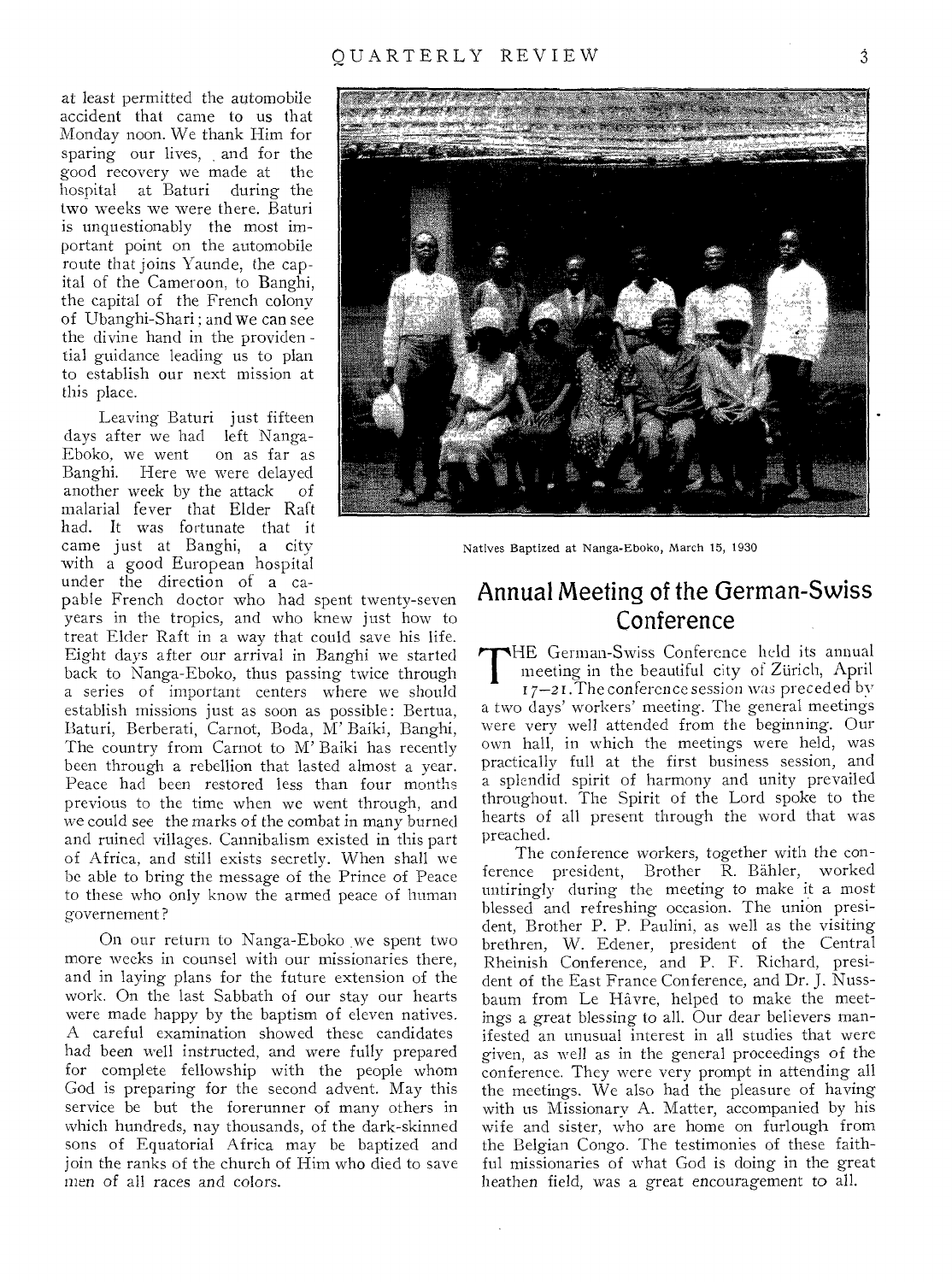at least permitted the automobile accident that came to us that Monday noon. We thank Him for sparing our lives, and for the good recovery we made at the hospital at Baturi during the two weeks we were there. Baturi is unquestionably the most important point on the automobile route that joins Yaunde, the capital of the Cameroon, to Banghi, the capital of the French colony of Ubanghi-Shari; and we can see the divine hand in the providential guidance leading us to plan to establish our next mission at this place.

Leaving Baturi just fifteen days after we had left Nanga-Eboko, we went on as far as Banghi. Here we were delayed another week by the attack of malarial fever that Elder Raft had. It was fortunate that it came just at Banghi, a city with a good European hospital under the direction of a capable French doctor who had spent twenty-seven years in the tropics, and who knew just how to treat Elder Raft in a way that could save his life. Eight days after our arrival in Banghi we started back to Nanga-Eboko, thus passing twice through a series of important centers where we should establish missions just as soon as possible: Bertua, Baturi, Berberati, Carnot, Boda, M' Baiki, Banghi. The country from Carnot to M' Baiki has recently been through a rebellion that lasted almost a year. Peace had been restored less than four months previous to the time when we went through, and we could see the marks of the combat in many burned and ruined villages. Cannibalism existed in this part of Africa, and still exists secretly. When shall we be able to bring the message of the Prince of Peace to these who only know the armed peace of human governement?

On our return to Nanga-Eboko we spent two more weeks in counsel with our missionaries there, and in laying plans for the future extension of the work. On the last Sabbath of our stay our hearts were made happy by the baptism of eleven natives. A careful examination showed these candidates had been well instructed, and were fully prepared for complete fellowship with the people whom God is preparing for the second advent. May this service be but the forerunner of many others in which hundreds, nay thousands, of the dark-skinned sons of Equatorial Africa may be baptized and join the ranks of the church of Him who died to save men of all races and colors.

Natives Baptized at Nanga-Eboko, March 15, 1930

## Annual Meeting of the German-Swiss Conference

THE German-Swiss Conference held its annual meeting in the beautiful city of Zürich, April 17–21. The conference session was preceded by a two days' workers' meeting. The general meetings were very well attended from the beginning. Our own hall, in which the meetings were held, was practically full at the first business session, and a splendid spirit of harmony and unity prevailed throughout. The Spirit of the Lord spoke to the hearts of all present through the word that was preached.

The conference workers, together with the conference president, Brother R. Bähler, worked untiringly during the meeting to make it a most blessed and refreshing occasion. The union president, Brother P. P. Paulini, as well as the visiting brethren, W. Edener, president of the Central Rheinish Conference, and P. F. Richard, president of the East France Conference, and Dr. J. Nussbaum from Le Hâvre, helped to make the meetings a great blessing to all. Our dear believers manifested an unusual interest in all studies that were given, as well as in the general proceedings of the conference. They were very prompt in attending all the meetings. We also had the pleasure of having with us Missionary A. Matter, accompanied by his wife and sister, who are home on furlough from the Belgian Congo. The testimonies of these faithful missionaries of what God is doing in the great heathen field, was a great encouragement to all.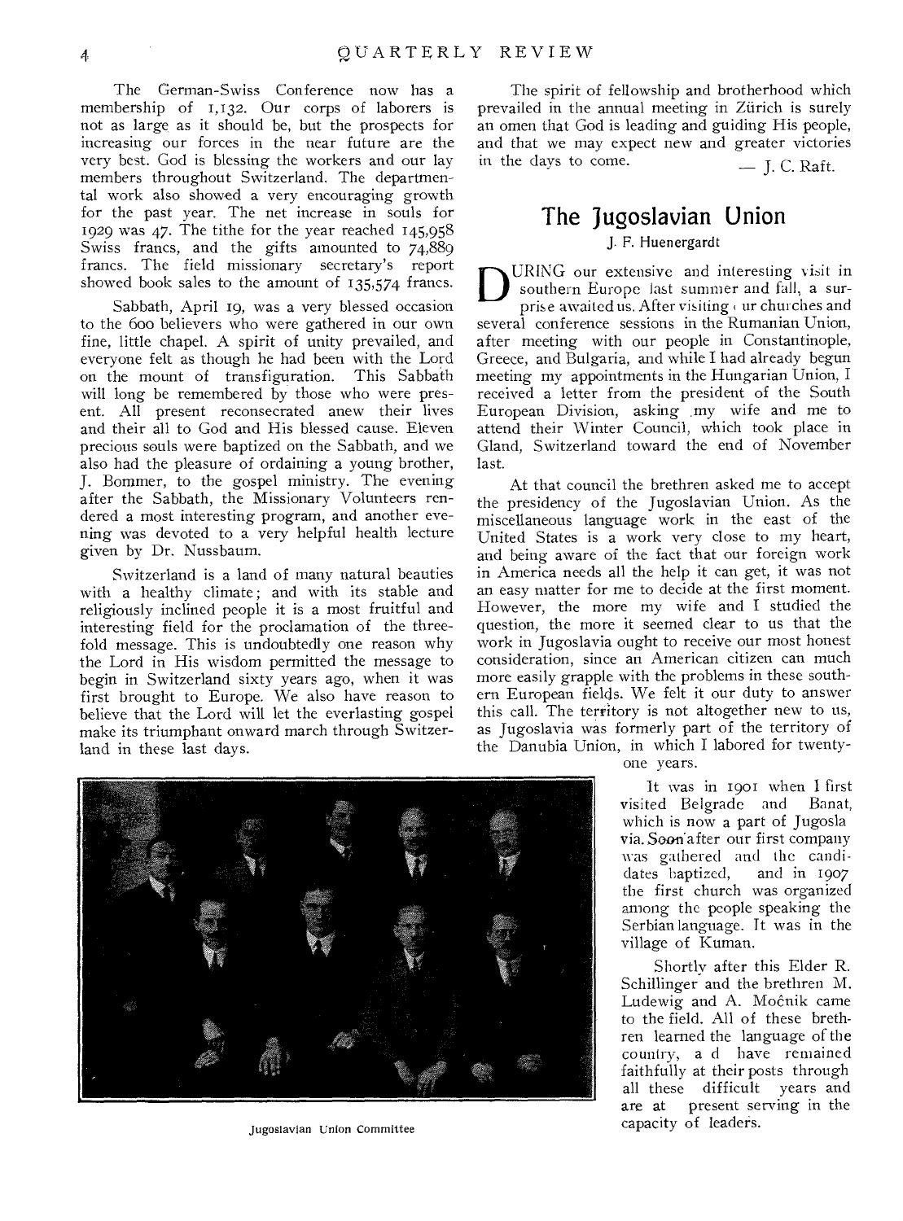The German-Swiss Conference now has a membership of 1,132. Our corps of laborers is not as large as it should be, but the prospects for increasing our forces in the near future are the very best. God is blessing the workers and our lay members throughout Switzerland. The departmental work also showed a very encouraging growth for the past year. The net increase in souls for 1929 was 47. The tithe for the year reached 145,958 Swiss francs, and the gifts amounted to 74,889 francs. The field missionary secretary's report showed book sales to the amount of 135,574 francs.

Sabbath, April 19, was a very blessed occasion to the 600 believers who were gathered in our own fine, little chapel. A spirit of unity prevailed, and everyone felt as though he had been with the Lord on the mount of transfiguration. This Sabbath will long be remembered by those who were present. All present reconsecrated anew their lives and their all to God and His blessed cause. Eleven precious souls were baptized on the Sabbath, and we also had the pleasure of ordaining a young brother, J. Bommer, to the gospel ministry. The evening after the Sabbath, the Missionary Volunteers rendered a most interesting program, and another evening was devoted to a very helpful health lecture given by Dr. Nussbaum.

Switzerland is a land of many natural beauties with a healthy climate; and with its stable and religiously inclined people it is a most fruitful and interesting field for the proclamation of the threefold message. This is undoubtedly one reason why the Lord in His wisdom permitted the message to begin in Switzerland sixty years ago, when it was first brought to Europe. We also have reason to believe that the Lord will let the everlasting gospel make its triumphant onward march through Switzerland in these last days.

The spirit of fellowship and brotherhood which prevailed in the annual meeting in Zürich is surely an omen that God is leading and guiding His people, and that we may expect new and greater victories in the days to come. — J. C. Raft.

## The Jugoslavian Union

J. F. Huenergardt

DURING our extensive and interesting visit in southern Europe last summer and fall, a surprise awaited us. After visiting our churches and several conference sessions in the Rumanian Union, after meeting with our people in Constantinople, Greece, and Bulgaria, and while I had already begun meeting my appointments in the Hungarian Union, I received a letter from the president of the South European Division, asking my wife and me to attend their Winter Council, which took place in Gland, Switzerland toward the end of November last.

At that council the brethren asked me to accept the presidency of the Jugoslavian Union. As the miscellaneous language work in the east of the United States is a work very close to my heart, and being aware of the fact that our foreign work in America needs all the help it can get, it was not an easy matter for me to decide at the first moment. However, the more my wife and I studied the question, the more it seemed clear to us that the work in Jugoslavia ought to receive our most honest consideration, since an American citizen can much more easily grapple with the problems in these southern European fields. We felt it our duty to answer this call. The territory is not altogether new to us, as Jugoslavia was formerly part of the territory of the Danubia Union, in which I labored for twenty-one years.

Jugoslavian Union Committee

It was in 1901 when I first visited Belgrade and Banat, which is now a part of Jugoslavia. Soon after our first company was gathered and the candidates baptized, and in 1907 the first church was organized among the people speaking the Serbian language. It was in the village of Kuman.

Shortly after this Elder R. Schillinger and the brethren M. Ludewig and A. Močnik came to the field. All of these brethren learned the language of the country, and have remained faithfully at their posts through all these difficult years and are at present serving in the capacity of leaders.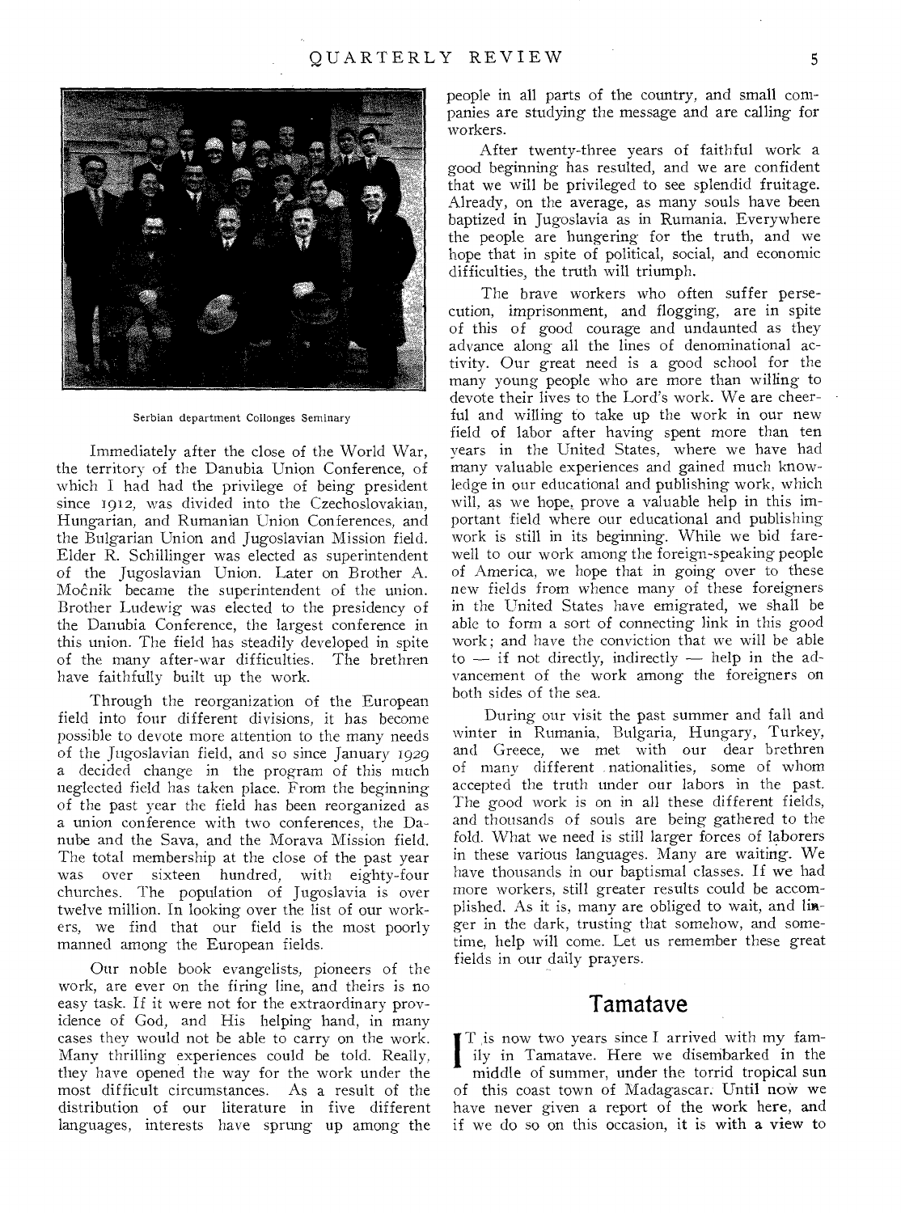Serbian department Collonges Seminary

Immediately after the close of the World War, the territory of the Danubia Union Conference, of which I had had the privilege of being president since 1912, was divided into the Czechoslovakian, Hungarian, and Rumanian Union Conferences, and the Bulgarian Union and Jugoslavian Mission field. Elder R. Schillinger was elected as superintendent of the Jugoslavian Union. Later on Brother A. Močnik became the superintendent of the union. Brother Ludewig was elected to the presidency of the Danubia Conference, the largest conference in this union. The field has steadily developed in spite of the many after-war difficulties. The brethren have faithfully built up the work.

Through the reorganization of the European field into four different divisions, it has become possible to devote more attention to the many needs of the Jugoslavian field, and so since January 1929 a decided change in the program of this much neglected field has taken place. From the beginning of the past year the field has been reorganized as a union conference with two conferences, the Danube and the Sava, and the Morava Mission field. The total membership at the close of the past year was over sixteen hundred, with eighty-four churches. The population of Jugoslavia is over twelve million. In looking over the list of our workers, we find that our field is the most poorly manned among the European fields.

Our noble book evangelists, pioneers of the work, are ever on the firing line, and theirs is no easy task. If it were not for the extraordinary providence of God, and His helping hand, in many cases they would not be able to carry on the work. Many thrilling experiences could be told. Really, they have opened the way for the work under the most difficult circumstances. As a result of the distribution of our literature in five different languages, interests have sprung up among the people in all parts of the country, and small companies are studying the message and are calling for workers.

After twenty-three years of faithful work a good beginning has resulted, and we are confident that we will be privileged to see splendid fruitage. Already, on the average, as many souls have been baptized in Jugoslavia as in Rumania. Everywhere the people are hungering for the truth, and we hope that in spite of political, social, and economic difficulties, the truth will triumph.

The brave workers who often suffer persecution, imprisonment, and flogging, are in spite of this of good courage and undaunted as they advance along all the lines of denominational activity. Our great need is a good school for the many young people who are more than willing to devote their lives to the Lord's work. We are cheerful and willing to take up the work in our new field of labor after having spent more than ten years in the United States, where we have had many valuable experiences and gained much knowledge in our educational and publishing work, which will, as we hope, prove a valuable help in this important field where our educational and publishing work is still in its beginning. While we bid farewell to our work among the foreign-speaking people of America, we hope that in going over to these new fields from whence many of these foreigners in the United States have emigrated, we shall be able to form a sort of connecting link in this good work; and have the conviction that we will be able to — if not directly, indirectly — help in the advancement of the work among the foreigners on both sides of the sea.

During our visit the past summer and fall and winter in Rumania, Bulgaria, Hungary, Turkey, and Greece, we met with our dear brethren of many different nationalities, some of whom accepted the truth under our labors in the past. The good work is on in all these different fields, and thousands of souls are being gathered to the fold. What we need is still larger forces of laborers in these various languages. Many are waiting. We have thousands in our baptismal classes. If we had more workers, still greater results could be accomplished. As it is, many are obliged to wait, and linger in the dark, trusting that somehow, and sometime, help will come. Let us remember these great fields in our daily prayers.

## Tamatave

It is now two years since I arrived with my family in Tamatave. Here we disembarked in the middle of summer, under the torrid tropical sun of this coast town of Madagascar. Until now we have never given a report of the work here, and if we do so on this occasion, it is with a view to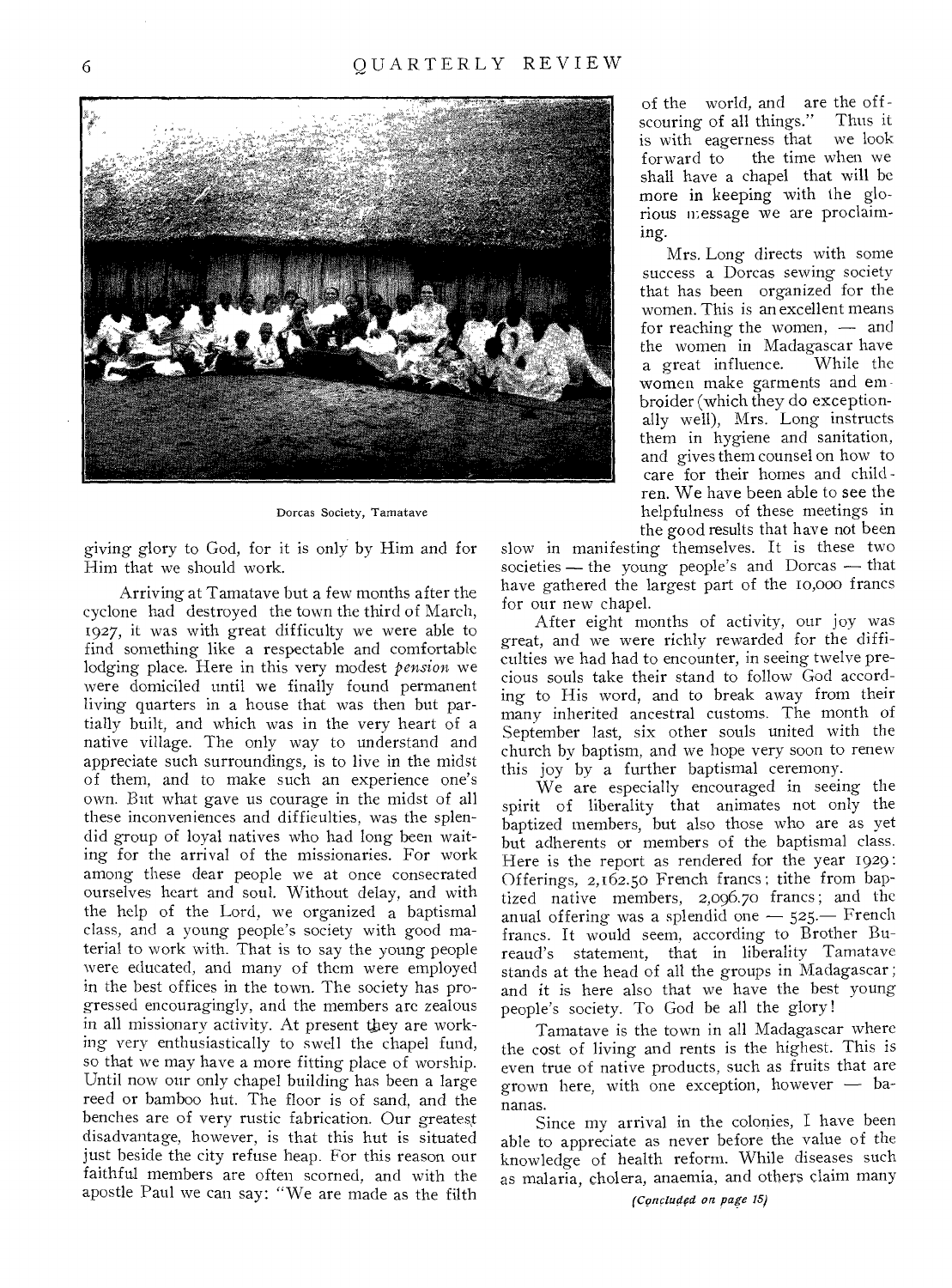Dorcas Society, Tamatave

giving glory to God, for it is only by Him and for Him that we should work.

Arriving at Tamatave but a few months after the cyclone had destroyed the town the third of March, 1927, it was with great difficulty we were able to find something like a respectable and comfortable lodging place. Here in this very modest *pension* we were domiciled until we finally found permanent living quarters in a house that was then but partially built, and which was in the very heart of a native village. The only way to understand and appreciate such surroundings, is to live in the midst of them, and to make such an experience one's own. But what gave us courage in the midst of all these inconveniences and difficulties, was the splendid group of loyal natives who had long been waiting for the arrival of the missionaries. For work among these dear people we at once consecrated ourselves heart and soul. Without delay, and with the help of the Lord, we organized a baptismal class, and a young people's society with good material to work with. That is to say the young people were educated, and many of them were employed in the best offices in the town. The society has progressed encouragingly, and the members are zealous in all missionary activity. At present they are working very enthusiastically to swell the chapel fund, so that we may have a more fitting place of worship. Until now our only chapel building has been a large reed or bamboo hut. The floor is of sand, and the benches are of very rustic fabrication. Our greatest disadvantage, however, is that this hut is situated just beside the city refuse heap. For this reason our faithful members are often scorned, and with the apostle Paul we can say: "We are made as the filth of the world, and are the offscouring of all things." Thus it is with eagerness that we look forward to the time when we shall have a chapel that will be more in keeping with the glorious message we are proclaiming.

Mrs. Long directs with some success a Dorcas sewing society that has been organized for the women. This is an excellent means for reaching the women, — and the women in Madagascar have a great influence. While the women make garments and embroider (which they do exceptionally well), Mrs. Long instructs them in hygiene and sanitation, and gives them counsel on how to care for their homes and children. We have been able to see the helpfulness of these meetings in the good results that have not been slow in manifesting themselves. It is these two societies — the young people's and Dorcas — that have gathered the largest part of the 10,000 francs for our new chapel.

After eight months of activity, our joy was great, and we were richly rewarded for the difficulties we had had to encounter, in seeing twelve precious souls take their stand to follow God according to His word, and to break away from their many inherited ancestral customs. The month of September last, six other souls united with the church by baptism, and we hope very soon to renew this joy by a further baptismal ceremony.

We are especially encouraged in seeing the spirit of liberality that animates not only the baptized members, but also those who are as yet but adherents or members of the baptismal class. Here is the report as rendered for the year 1929: Offerings, 2,162.50 French francs; tithe from baptized native members, 2,096.70 francs; and the anual offering was a splendid one — 525.— French francs. It would seem, according to Brother Bureaud's statement, that in liberality Tamatave stands at the head of all the groups in Madagascar; and it is here also that we have the best young people's society. To God be all the glory!

Tamatave is the town in all Madagascar where the cost of living and rents is the highest. This is even true of native products, such as fruits that are grown here, with one exception, however — bananas.

Since my arrival in the colonies, I have been able to appreciate as never before the value of the knowledge of health reform. While diseases such as malaria, cholera, anaemia, and others claim many

*(Concluded on page 15)*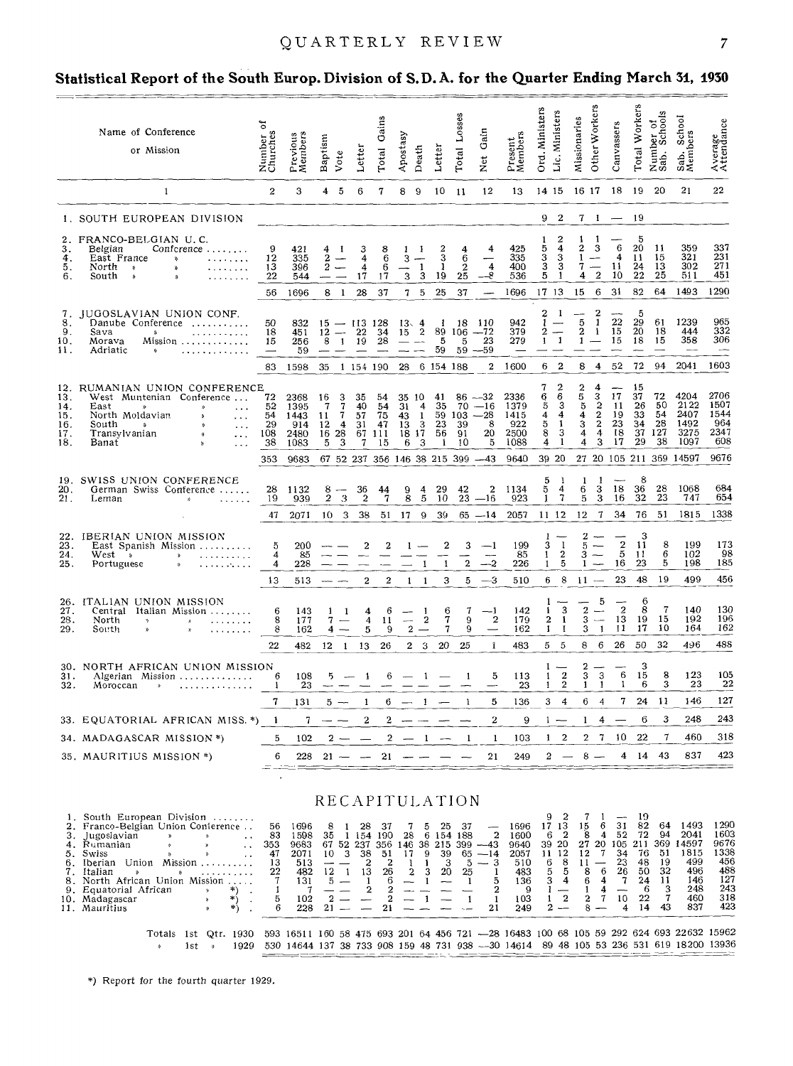## Statistical Report of the South Europ. Division of S. D. A. for the Quarter Ending March 31, 1930

| Name of Conference or Mission | Number of Churches | Previous Members | Baptism | Vote | Letter | Total Gains | Apostasy | Death | Letter | Total Losses | Net Gain | Present Members | Ord. Ministers | Lic. Ministers | Missionaries | Other Workers | Canvassers | Total Workers | Number of Sab. Schools | Sab. School Members | Average Attendance |
|---|---|---|---|---|---|---|---|---|---|---|---|---|---|---|---|---|---|---|---|---|---|
| 1 | 2 | 3 | 4 | 5 | 6 | 7 | 8 | 9 | 10 | 11 | 12 | 13 | 14 | 15 | 16 | 17 | 18 | 19 | 20 | 21 | 22 |
| 1. SOUTH EUROPEAN DIVISION | | | | | | | | | | | | | 9 | 2 | 7 | 1 | — | 19 | | | |
| 2. FRANCO-BELGIAN U. C. | | | | | | | | | | | | | 1 | 2 | 1 | 1 | — | 5 | | | |
| 3. Belgian Conference | 9 | 421 | 4 | 1 | 3 | 8 | 1 | 1 | 2 | 4 | 4 | 425 | 5 | 4 | 2 | 3 | 6 | 20 | 11 | 359 | 337 |
| 4. East France » | 12 | 335 | 2 | — | 4 | 6 | 3 | — | 3 | 6 | — | 335 | 3 | 3 | 1 | — | 4 | 11 | 15 | 321 | 231 |
| 5. North » » | 13 | 396 | 2 | — | 4 | 6 | — | 1 | 1 | 2 | 4 | 400 | 3 | 3 | 7 | — | 11 | 24 | 13 | 302 | 271 |
| 6. South » » | 22 | 544 | — | — | 17 | 17 | 3 | 3 | 19 | 25 | —8 | 536 | 5 | 1 | 4 | 2 | 10 | 22 | 25 | 511 | 451 |
| | 56 | 1696 | 8 | 1 | 28 | 37 | 7 | 5 | 25 | 37 | — | 1696 | 17 | 13 | 15 | 6 | 31 | 82 | 64 | 1493 | 1290 |
| 7. JUGOSLAVIAN UNION CONF. | | | | | | | | | | | | | 2 | 1 | — | 2 | — | 5 | | | |
| 8. Danube Conference | 50 | 832 | 15 | — | 113 | 128 | 13 | 4 | 1 | 18 | 110 | 942 | 1 | — | 5 | 1 | 22 | 29 | 61 | 1239 | 965 |
| 9. Sava » | 18 | 451 | 12 | — | 22 | 34 | 15 | 2 | 89 | 106 | —72 | 379 | 2 | — | 2 | 1 | 15 | 20 | 18 | 444 | 332 |
| 10. Morava Mission | 15 | 256 | 8 | 1 | 19 | 28 | — | — | 5 | 5 | 23 | 279 | 1 | 1 | 1 | — | 15 | 18 | 15 | 358 | 306 |
| 11. Adriatic » | — | 59 | — | — | — | — | — | — | 59 | 59 | —59 | — | — | — | — | — | — | — | — | — | — |
| | 83 | 1598 | 35 | 1 | 154 | 190 | 28 | 6 | 154 | 188 | 2 | 1600 | 6 | 2 | 8 | 4 | 52 | 72 | 94 | 2041 | 1603 |
| 12. RUMANIAN UNION CONFERENCE | | | | | | | | | | | | | 7 | 2 | 2 | 4 | — | 15 | | | |
| 13. West Muntenian Conference | 72 | 2368 | 16 | 3 | 35 | 54 | 35 | 10 | 41 | 86 | —32 | 2336 | 6 | 6 | 5 | 3 | 17 | 37 | 72 | 4204 | 2706 |
| 14. East » » | 52 | 1395 | 7 | 7 | 40 | 54 | 31 | 4 | 35 | 70 | —16 | 1379 | 5 | 3 | 5 | 2 | 11 | 26 | 50 | 2122 | 1507 |
| 15. North Moldavian » | 54 | 1443 | 11 | 7 | 57 | 75 | 43 | 1 | 59 | 103 | —28 | 1415 | 4 | 4 | 4 | 2 | 19 | 33 | 54 | 2407 | 1544 |
| 16. South » » | 29 | 914 | 12 | 4 | 31 | 47 | 13 | 3 | 23 | 39 | 8 | 922 | 5 | 1 | 3 | 2 | 23 | 34 | 28 | 1492 | 964 |
| 17. Transylvanian » | 108 | 2480 | 16 | 28 | 67 | 111 | 18 | 17 | 56 | 91 | 20 | 2500 | 8 | 3 | 4 | 4 | 18 | 37 | 127 | 3275 | 2347 |
| 18. Banat » | 38 | 1083 | 5 | 3 | 7 | 15 | 6 | 3 | 1 | 10 | 5 | 1088 | 4 | 1 | 4 | 3 | 17 | 29 | 38 | 1097 | 608 |
| | 353 | 9683 | 67 | 52 | 237 | 356 | 146 | 38 | 215 | 399 | —43 | 9640 | 39 | 20 | 27 | 20 | 105 | 211 | 369 | 14597 | 9676 |
| 19. SWISS UNION CONFERENCE | | | | | | | | | | | | | 5 | 1 | 1 | 1 | — | 8 | | | |
| 20. German Swiss Conference | 28 | 1132 | 8 | — | 36 | 44 | 9 | 4 | 29 | 42 | 2 | 1134 | 5 | 4 | 6 | 3 | 18 | 36 | 28 | 1068 | 684 |
| 21. Leman » | 19 | 939 | 2 | 3 | 2 | 7 | 8 | 5 | 10 | 23 | —16 | 923 | 1 | 7 | 5 | 3 | 16 | 32 | 23 | 747 | 654 |
| | 47 | 2071 | 10 | 3 | 38 | 51 | 17 | 9 | 39 | 65 | —14 | 2057 | 11 | 12 | 12 | 7 | 34 | 76 | 51 | 1815 | 1338 |
| 22. IBERIAN UNION MISSION | | | | | | | | | | | | | 1 | — | 2 | — | — | 3 | | | |
| 23. East Spanish Mission | 5 | 200 | — | — | 2 | 2 | 1 | — | 2 | 3 | —1 | 199 | 3 | 1 | 5 | — | 2 | 11 | 8 | 199 | 173 |
| 24. West » » | 4 | 85 | — | — | — | — | — | — | — | — | — | 85 | 1 | 2 | 3 | — | 5 | 11 | 6 | 102 | 98 |
| 25. Portuguese » | 4 | 228 | — | — | — | — | — | 1 | 1 | 2 | —2 | 226 | 1 | 5 | 1 | — | 16 | 23 | 5 | 198 | 185 |
| | 13 | 513 | — | — | 2 | 2 | 1 | 1 | 3 | 5 | —3 | 510 | 6 | 8 | 11 | — | 23 | 48 | 19 | 499 | 456 |
| 26. ITALIAN UNION MISSION | | | | | | | | | | | | | 1 | — | — | 5 | — | 6 | | | |
| 27. Central Italian Mission | 6 | 143 | 1 | 1 | 4 | 6 | — | 1 | 6 | 7 | —1 | 142 | 1 | 3 | 2 | — | 2 | 8 | 7 | 140 | 130 |
| 28. North » » | 8 | 177 | 7 | — | 4 | 11 | — | 2 | 7 | 9 | 2 | 179 | 2 | 1 | 3 | — | 13 | 19 | 15 | 192 | 196 |
| 29. South » » | 8 | 162 | 4 | — | 5 | 9 | 2 | — | 7 | 9 | — | 162 | 1 | 1 | 3 | 1 | 11 | 17 | 10 | 164 | 162 |
| | 22 | 482 | 12 | 1 | 13 | 26 | 2 | 3 | 20 | 25 | 1 | 483 | 5 | 5 | 8 | 6 | 26 | 50 | 32 | 496 | 488 |
| 30. NORTH AFRICAN UNION MISSION | | | | | | | | | | | | | 1 | — | 2 | — | — | 3 | | | |
| 31. Algerian Mission | 6 | 108 | 5 | — | 1 | 6 | — | 1 | — | 1 | 5 | 113 | 1 | 2 | 3 | 3 | 6 | 15 | 8 | 123 | 105 |
| 32. Moroccan » | 1 | 23 | — | — | — | — | — | — | — | — | — | 23 | 1 | 2 | 1 | 1 | 1 | 6 | 3 | 23 | 22 |
| | 7 | 131 | 5 | — | 1 | 6 | — | 1 | — | 1 | 5 | 136 | 3 | 4 | 6 | 4 | 7 | 24 | 11 | 146 | 127 |
| 33. EQUATORIAL AFRICAN MISS. *) | 1 | 7 | — | — | 2 | 2 | — | — | — | — | 2 | 9 | 1 | — | 1 | 4 | — | 6 | 3 | 248 | 243 |
| 34. MADAGASCAR MISSION *) | 5 | 102 | 2 | — | — | 2 | — | 1 | — | 1 | 1 | 103 | 1 | 2 | 2 | 7 | 10 | 22 | 7 | 460 | 318 |
| 35. MAURITIUS MISSION *) | 6 | 228 | 21 | — | — | 21 | — | — | — | — | 21 | 249 | 2 | — | 8 | — | 4 | 14 | 43 | 837 | 423 |

## RECAPITULATION

| Name of Conference or Mission | Number of Churches | Previous Members | Baptism | Vote | Letter | Total Gains | Apostasy | Death | Letter | Total Losses | Net Gain | Present Members | Ord. Ministers | Lic. Ministers | Missionaries | Other Workers | Canvassers | Total Workers | Number of Sab. Schools | Sab. School Members | Average Attendance |
|---|---|---|---|---|---|---|---|---|---|---|---|---|---|---|---|---|---|---|---|---|---|
| 1. South European Division | | | | | | | | | | | | | 9 | 2 | 7 | 1 | — | 19 | | | |
| 2. Franco-Belgian Union Conference | 56 | 1696 | 8 | 1 | 28 | 37 | 7 | 5 | 25 | 37 | — | 1696 | 17 | 13 | 15 | 6 | 31 | 82 | 64 | 1493 | 1290 |
| 3. Jugoslavian » » | 83 | 1598 | 35 | 1 | 154 | 190 | 28 | 6 | 154 | 188 | 2 | 1600 | 6 | 2 | 8 | 4 | 52 | 72 | 94 | 2041 | 1603 |
| 4. Rumanian » » | 353 | 9683 | 67 | 52 | 237 | 356 | 146 | 38 | 215 | 399 | —43 | 9640 | 39 | 20 | 27 | 20 | 105 | 211 | 369 | 14597 | 9676 |
| 5. Swiss » » | 47 | 2071 | 10 | 3 | 38 | 51 | 17 | 9 | 39 | 65 | —14 | 2057 | 11 | 12 | 12 | 7 | 34 | 76 | 51 | 1815 | 1338 |
| 6. Iberian Union Mission | 13 | 513 | — | — | 2 | 2 | 1 | 1 | 3 | 5 | — 3 | 510 | 6 | 8 | 11 | — | 23 | 48 | 19 | 499 | 456 |
| 7. Italian » » | 22 | 482 | 12 | 1 | 13 | 26 | 2 | 3 | 20 | 25 | 1 | 483 | 5 | 5 | 8 | 6 | 26 | 50 | 32 | 496 | 488 |
| 8. North African Union Mission | 7 | 131 | 5 | — | 1 | 6 | — | 1 | — | 1 | 5 | 136 | 3 | 4 | 6 | 4 | 7 | 24 | 11 | 146 | 127 |
| 9. Equatorial African » *) | 1 | 7 | — | — | 2 | 2 | — | — | — | — | 2 | 9 | 1 | — | 1 | 4 | — | 6 | 3 | 248 | 243 |
| 10. Madagascar » *) | 5 | 102 | 2 | — | — | 2 | — | 1 | — | 1 | 1 | 103 | 1 | 2 | 2 | 7 | 10 | 22 | 7 | 460 | 318 |
| 11. Mauritius » *) | 6 | 228 | 21 | — | — | 21 | — | — | — | — | 21 | 249 | 2 | — | 8 | — | 4 | 14 | 43 | 837 | 423 |
| Totals 1st Qtr. 1930 | 593 | 16511 | 160 | 58 | 475 | 693 | 201 | 64 | 456 | 721 | —28 | 16483 | 100 | 68 | 105 | 59 | 292 | 624 | 693 | 22632 | 15962 |
| » 1st » 1929 | 530 | 14644 | 137 | 38 | 733 | 908 | 159 | 48 | 731 | 938 | —30 | 14614 | 89 | 48 | 105 | 53 | 236 | 531 | 619 | 18200 | 13936 |

*) Report for the fourth quarter 1929.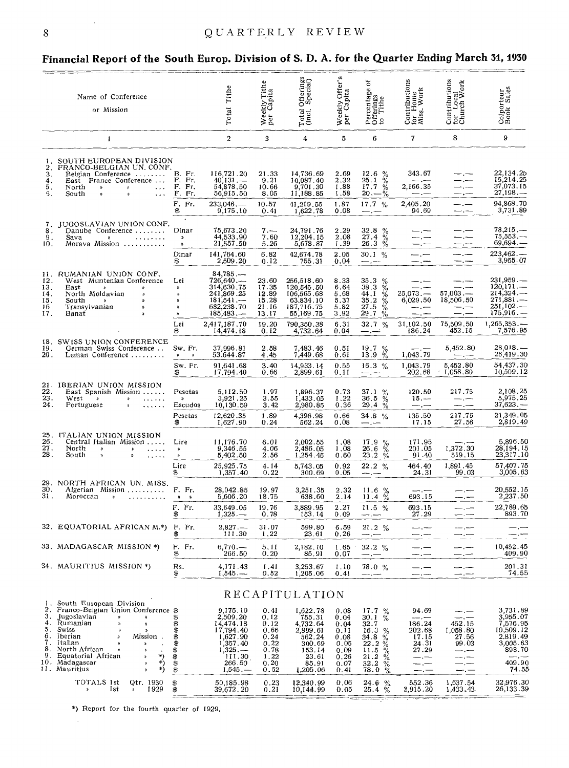## Financial Report of the South Europ. Division of S. D. A. for the Quarter Ending March 31, 1930

| | Name of Conference or Mission | | Total Tithe | Weekly Tithe per Capita | Total Offerings (incl. Special) | Weekly Offer's per Capita | Percentage of Offerings to Tithe | Contributions for Home Miss. Work | Contributions for Local Church Work | Colporteur Book Sales |
|---|---|---|---|---|---|---|---|---|---|---|
| | 1 | | 2 | 3 | 4 | 5 | 6 | 7 | 8 | 9 |
| 1. | SOUTH EUROPEAN DIVISION | | | | | | | | | |
| 2. | FRANCO-BELGIAN UN. CONF. | | | | | | | | | |
| 3. | Belgian Conference | B. Fr. | 116,721.20 | 21.33 | 14,736.69 | 2.69 | 12.6 % | 343.67 | —.— | 22,134.25 |
| 4. | East France Conference | F. Fr. | 40,131.— | 9.21 | 10,087.40 | 2.32 | 25.1 % | —.— | —.— | 15,214.25 |
| 5. | North » » | F. Fr. | 54,878.50 | 10.66 | 9,701.30 | 1.88 | 17.7 % | 2,166.35 | —.— | 37,073.15 |
| 6. | South » » | F. Fr. | 56,915.50 | 8.05 | 11,188.85 | 1.58 | 20.—% | —.— | —.— | 27,198.— |
| | | F. Fr. | 233,046.— | 10.57 | 41,219.55 | 1.87 | 17.7 % | 2,405.20 | —.— | 94,868.70 |
| | | $ | 9,175.10 | 0.41 | 1,622.78 | 0.08 | —.— | 94.69 | —.— | 3,731.89 |
| 7. | JUGOSLAVIAN UNION CONF. | | | | | | | | | |
| 8. | Danube Conference | Dinar | 75,673.20 | 7.— | 24,791.76 | 2.29 | 32.8 % | —.— | —.— | 78,215.— |
| 9. | Sava » | » | 44,533.90 | 7.60 | 12,204.15 | 2.08 | 27.4 % | —.— | —.— | 75,553.— |
| 10. | Morava Mission | » | 21,557.50 | 5.26 | 5,678.87 | 1.39 | 26.3 % | —.— | —.— | 69,694.— |
| | | Dinar | 141,764.60 | 6.82 | 42,674.78 | 2.05 | 30.1 % | —.— | —.— | 223,462.— |
| | | $ | 2,509.20 | 0.12 | 755.31 | 0.04 | —.— | —.— | —.— | 3,955.07 |
| 11. | RUMANIAN UNION CONF. | | 84,785.— | | | | | | | |
| 12. | West Muntenian Conference | Lei | 726,640.— | 23.60 | 256,518.60 | 8.33 | 35.3 % | —.— | —.— | 231,959.— |
| 13. | East » » | » | 314,630.75 | 17.35 | 120,545.50 | 6.64 | 38.3 % | —.— | —.— | 120,171.— |
| 14. | North Moldavian » | » | 241,869.25 | 12.89 | 106,565.68 | 5.68 | 44.1 % | 25,073.— | 57,003.— | 214,324.— |
| 15. | South » » | » | 181,541.— | 15.28 | 63,834.10 | 5.37 | 35.2 % | 6,029.50 | 18,506.50 | 271,881.— |
| 16 | Transylvanian » | » | 682,238.70 | 21.16 | 187,716.75 | 5.82 | 27.5 % | —.— | —.— | 251,102.— |
| 17. | Banat » | » | 185,483.— | 13.17 | 55,169.75 | 3.92 | 29.7 % | —.— | —.— | 175,916.— |
| | | Lei | 2,417,187.70 | 19.20 | 790,350.38 | 6.31 | 32.7 % | 31,102.50 | 75,509.50 | 1,265,353.— |
| | | $ | 14,474.18 | 0.12 | 4,732.64 | 0.04 | —.— | 186.24 | 452.15 | 7,576.95 |
| 18. | SWISS UNION CONFERENCE | | | | | | | | | |
| 19. | German Swiss Conference | Sw. Fr. | 37,996.81 | 2.58 | 7,483.46 | 0.51 | 19.7 % | —.— | 5,452.80 | 28,018.— |
| 20. | Leman Conference | » » | 53,644.87 | 4.45 | 7,449.68 | 0.61 | 13.9 % | 1,043.79 | —.— | 26,419.30 |
| | | Sw. Fr. | 91,641.68 | 3.40 | 14,933.14 | 0.55 | 16.3 % | 1,043.79 | 5,452.80 | 54,437.30 |
| | | $ | 17,794.40 | 0.66 | 2,899.61 | 0.11 | —.— | 202.68 | 1,058.80 | 10,509.12 |
| 21. | IBERIAN UNION MISSION | | | | | | | | | |
| 22. | East Spanish Mission | Pesetas | 5,112.50 | 1.97 | 1,896.37 | 0.73 | 37.1 % | 120.50 | 217.75 | 2,108.25 |
| 23. | West » » | » | 3,921.25 | 3.55 | 1,433.05 | 1.22 | 36.5 % | 15.— | —.— | 5,975.25 |
| 24. | Portuguese » | Escudos | 10,130.59 | 3.42 | 2,980.85 | 0.36 | 29.4 % | —.— | —.— | 37,623.— |
| | | Pesetas | 12,620.35 | 1.89 | 4,396.98 | 0.66 | 34.8 % | 135.50 | 217.75 | 21,349.05 |
| | | $ | 1,627.90 | 0.24 | 562.24 | 0.08 | —.— | 17.15 | 27.56 | 2,819.49 |
| 25. | ITALIAN UNION MISSION | | | | | | | | | |
| 26. | Central Italian Mission | Lire | 11,176.70 | 6.01 | 2,002.55 | 1.08 | 17.9 % | 171.95 | —.— | 5,896.50 |
| 27. | North » » | » | 9,346.55 | 4.06 | 2,486.05 | 1.08 | 26.6 % | 201.05 | 1,372.30 | 28,194.15 |
| 28. | South » » | » | 5,402.50 | 2.56 | 1,254.45 | 0.60 | 23.2 % | 91.40 | 519.15 | 23,317.10 |
| | | Lire | 25,925.75 | 4.14 | 5,743.05 | 0.92 | 22.2 % | 464.40 | 1,891.45 | 57,407.75 |
| | | $ | 1,357.40 | 0.22 | 300.69 | 0.05 | —.— | 24.31 | 99.03 | 3,005.63 |
| 29. | NORTH AFRICAN UN. MISS. | | | | | | | | | |
| 30. | Algerian Mission | F. Fr. | 28,042.85 | 19.97 | 3,251.35 | 2.32 | 11.6 % | —.— | —.— | 20,552.15 |
| 31. | Moroccan » | » » | 5,606.20 | 18.75 | 638.60 | 2.14 | 11.4 % | 693.15 | —.— | 2,237.50 |
| | | F. Fr. | 33,649.05 | 19.76 | 3,889.95 | 2.27 | 11.5 % | 693.15 | —.— | 22,789.65 |
| | | $ | 1,325.— | 0.78 | 153.14 | 0.09 | —.— | 27.29 | —.— | 893.70 |
| 32. | EQUATORIAL AFRICAN M.*) | F. Fr. | 2,827.— | 31.07 | 599.80 | 6.59 | 21.2 % | —.— | —.— | —.— |
| | | $ | 111.30 | 1.22 | 23.61 | 0.26 | —.— | —.— | —.— | —.— |
| 33. | MADAGASCAR MISSION *) | F. Fr. | 6,770.— | 5.11 | 2,182.10 | 1.65 | 32.2 % | —.— | —.— | 10,452.45 |
| | | $ | 266.50 | 0.20 | 85.91 | 0.07 | —.— | —.— | —.— | 409.90 |
| 34. | MAURITIUS MISSION *) | Rs. | 4,171.43 | 1.41 | 3,253.67 | 1.10 | 78.0 % | —.— | —.— | 201.31 |
| | | $ | 1,545.— | 0.52 | 1,205.06 | 0.41 | —.— | —.— | —.— | 74.55 |

### RECAPITULATION

| | | | | | | | | | | |
|---|---|---|---|---|---|---|---|---|---|---|
| 1. | South European Division | | | | | | | | | |
| 2. | Franco-Belgian Union Conference | $ | 9,175.10 | 0.41 | 1,622.78 | 0.08 | 17.7 % | 94.69 | —.— | 3,731.89 |
| 3. | Jugoslavian » » | $ | 2,509.20 | 0.12 | 755.31 | 0.04 | 30.1 % | —.— | —.— | 3,955.07 |
| 4. | Rumanian » » | $ | 14,474.18 | 0.12 | 4,732.64 | 0.04 | 32.7 | 186.24 | 452.15 | 7,576.95 |
| 5. | Swiss » » | $ | 17,794.40 | 0.66 | 2,899.61 | 0.11 | 16.3 % | 202.68 | 1,058.80 | 10,509.12 |
| 6. | Iberian » Mission | $ | 1,627.90 | 0.24 | 562.24 | 0.08 | 34.8 % | 17.15 | 27.56 | 2,819.49 |
| 7. | Italian » » | $ | 1,357.40 | 0.22 | 300.69 | 0.05 | 22.2 % | 24.31 | 99.03 | 3,005.63 |
| 8. | North African » » | $ | 1,325.— | 0.78 | 153.14 | 0.09 | 11.5 % | 27.29 | —.— | 893.70 |
| 9. | Equatorial African » *) | $ | 111.30 | 1.22 | 23.61 | 0.26 | 21.2 % | —.— | —.— | —.— |
| 10. | Madagascar » *) | $ | 266.50 | 0.20 | 85.91 | 0.07 | 32.2 % | —.— | —.— | 409.90 |
| 11. | Mauritius » *) | $ | 1,545.— | 0.52 | 1,205.06 | 0.41 | 78.0 % | —.— | —.— | 74.55 |
| | TOTALS 1st Qtr. 1930 | $ | 50,185.98 | 0.23 | 12,340.99 | 0.06 | 24.6 % | 552.36 | 1,637.54 | 32,976.30 |
| | » 1st » 1929 | $ | 39,672.20 | 0.21 | 10,144.99 | 0.05 | 25.4 % | 2,915.20 | 1,433.43 | 26,133.39 |

*) Report for the fourth quarter of 1929.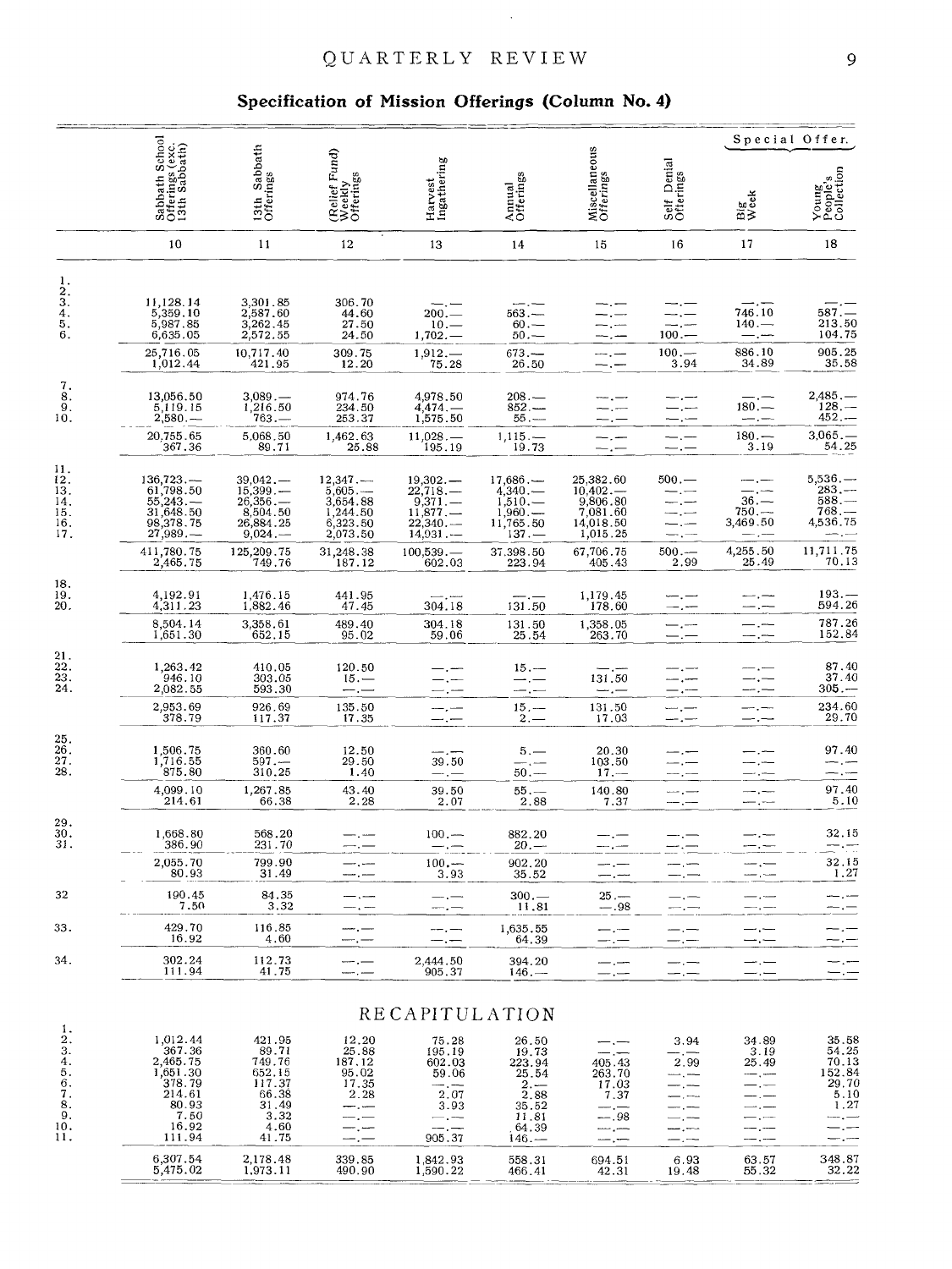## Specification of Mission Offerings (Column No. 4)

| | Sabbath School Offerings (exc. 13th Sabbath) | 13th Sabbath Offerings | (Relief Fund) Weekly Offerings | Harvest Ingathering | Annual Offerings | Miscellaneous Offerings | Self Denial Offerings | Special Offer. | |
|---|---|---|---|---|---|---|---|---|---|
| | | | | | | | | Big Week | Young People's Collection |
| | 10 | 11 | 12 | 13 | 14 | 15 | 16 | 17 | 18 |
| 1. | | | | | | | | | |
| 2. | | | | | | | | | |
| 3. | 11,128.14 | 3,301.85 | 306.70 | —.— | —.— | —.— | —.— | —.— | —.— |
| 4. | 5,359.10 | 2,587.60 | 44.60 | 200.— | 563.— | —.— | —.— | 746.10 | 587.— |
| 5. | 5,987.85 | 3,262.45 | 27.50 | 10.— | 60.— | —.— | —.— | 140.— | 213.50 |
| 6. | 6,635.05 | 2,572.55 | 24.50 | 1,702.— | 50.— | —.— | 100.— | —.— | 104.75 |
| | 25,716.05 | 10,717.40 | 309.75 | 1,912.— | 673.— | —.— | 100.— | 886.10 | 905.25 |
| | 1,012.44 | 421.95 | 12.20 | 75.28 | 26.50 | —.— | 3.94 | 34.89 | 35.58 |
| 7. | 13,056.50 | 3,089.— | 974.76 | 4,978.50 | 208.— | —.— | —.— | —.— | 2,485.— |
| 8. | 5,119.15 | 1,216.50 | 234.50 | 4,474.— | 852.— | —.— | —.— | 180.— | 128.— |
| 9. | 2,580.— | 763.— | 253.37 | 1,575.50 | 55.— | —.— | —.— | —.— | 452.— |
| 10. | | | | | | | | | |
| | 20,755.65 | 5,068.50 | 1,462.63 | 11,028.— | 1,115.— | —.— | —.— | 180.— | 3,065.— |
| | 367.36 | 89.71 | 25.88 | 195.19 | 19.73 | —.— | —.— | 3.19 | 54.25 |
| 11. | | | | | | | | | |
| 12. | 136,723.— | 39,042.— | 12,347.— | 19,302.— | 17,686.— | 25,382.60 | 500.— | —.— | 5,536.— |
| 13. | 61,798.50 | 15,399.— | 5,605.— | 22,718.— | 4,340.— | 10,402.— | —.— | —.— | 283.— |
| 14. | 55,243.— | 26,356.— | 3,654.88 | 9,371.— | 1,510.— | 9,806.80 | —.— | 36.— | 588.— |
| 15. | 31,648.50 | 8,504.50 | 1,244.50 | 11,877.— | 1,960.— | 7,081.60 | —.— | 750.— | 768.— |
| 16. | 98,378.75 | 26,884.25 | 6,323.50 | 22,340.— | 11,765.50 | 14,018.50 | —.— | 3,469.50 | 4,536.75 |
| 17. | 27,989.— | 9,024.— | 2,073.50 | 14,931.— | 137.— | 1,015.25 | —.— | —.— | —.— |
| | 411,780.75 | 125,209.75 | 31,248.38 | 100,539.— | 37,398.50 | 67,706.75 | 500.— | 4,255.50 | 11,711.75 |
| | 2,465.75 | 749.76 | 187.12 | 602.03 | 223.94 | 405.43 | 2.99 | 25.49 | 70.13 |
| 18. | | | | | | | | | |
| 19. | 4,192.91 | 1,476.15 | 441.95 | —.— | —.— | 1,179.45 | —.— | —.— | 193.— |
| 20. | 4,311.23 | 1,882.46 | 47.45 | 304.18 | 131.50 | 178.60 | —.— | —.— | 594.26 |
| | 8,504.14 | 3,358.61 | 489.40 | 304.18 | 131.50 | 1,358.05 | —.— | —.— | 787.26 |
| | 1,651.30 | 652.15 | 95.02 | 59.06 | 25.54 | 263.70 | —.— | —.— | 152.84 |
| 21. | | | | | | | | | |
| 22. | 1,263.42 | 410.05 | 120.50 | —.— | 15.— | —.— | —.— | —.— | 87.40 |
| 23. | 946.10 | 303.05 | 15.— | —.— | —.— | 131.50 | —.— | —.— | 37.40 |
| 24. | 2,082.55 | 593.30 | —.— | —.— | —.— | —.— | —.— | —.— | 305.— |
| | 2,953.69 | 926.69 | 135.50 | —.— | 15.— | 131.50 | —.— | —.— | 234.60 |
| | 378.79 | 117.37 | 17.35 | —.— | 2.— | 17.03 | —.— | —.— | 29.70 |
| 25. | | | | | | | | | |
| 26. | 1,506.75 | 360.60 | 12.50 | —.— | 5.— | 20.30 | —.— | —.— | 97.40 |
| 27. | 1,716.55 | 597.— | 29.50 | 39.50 | —.— | 103.50 | —.— | —.— | —.— |
| 28. | 875.80 | 310.25 | 1.40 | —.— | 50.— | 17.— | —.— | —.— | —.— |
| | 4,099.10 | 1,267.85 | 43.40 | 39.50 | 55.— | 140.80 | —.— | —.— | 97.40 |
| | 214.61 | 66.38 | 2.28 | 2.07 | 2.88 | 7.37 | —.— | —.— | 5.10 |
| 29. | | | | | | | | | |
| 30. | 1,668.80 | 568.20 | —.— | 100.— | 882.20 | —.— | —.— | —.— | 32.15 |
| 31. | 386.90 | 231.70 | —.— | —.— | 20.— | —.— | —.— | —.— | —.— |
| | 2,055.70 | 799.90 | —.— | 100.— | 902.20 | —.— | —.— | —.— | 32.15 |
| | 80.93 | 31.49 | —.— | 3.93 | 35.52 | —.— | —.— | —.— | 1.27 |
| 32 | 190.45 | 84.35 | —.— | —.— | 300.— | 25.— | —.— | —.— | —.— |
| | 7.50 | 3.32 | —.— | —.— | 11.81 | —.98 | —.— | —.— | —.— |
| 33. | 429.70 | 116.85 | —.— | —.— | 1,635.55 | —.— | —.— | —.— | —.— |
| | 16.92 | 4.60 | —.— | —.— | 64.39 | —.— | —.— | —.— | —.— |
| 34. | 302.24 | 112.73 | —.— | 2,444.50 | 394.20 | —.— | —.— | —.— | —.— |
| | 111.94 | 41.75 | —.— | 905.37 | 146.— | —.— | —.— | —.— | —.— |

### RECAPITULATION

| | 10 | 11 | 12 | 13 | 14 | 15 | 16 | 17 | 18 |
|---|---|---|---|---|---|---|---|---|---|
| 1. | | | | | | | | | |
| 2. | 1,012.44 | 421.95 | 12.20 | 75.28 | 26.50 | —.— | 3.94 | 34.89 | 35.58 |
| 3. | 367.36 | 89.71 | 25.88 | 195.19 | 19.73 | —.— | —.— | 3.19 | 54.25 |
| 4. | 2,465.75 | 749.76 | 187.12 | 602.03 | 223.94 | 405.43 | 2.99 | 25.49 | 70.13 |
| 5. | 1,651.30 | 652.15 | 95.02 | 59.06 | 25.54 | 263.70 | —.— | —.— | 152.84 |
| 6. | 378.79 | 117.37 | 17.35 | —.— | 2.— | 17.03 | —.— | —.— | 29.70 |
| 7. | 214.61 | 66.38 | 2.28 | 2.07 | 2.88 | 7.37 | —.— | —.— | 5.10 |
| 8. | 80.93 | 31.49 | —.— | 3.93 | 35.52 | —.— | —.— | —.— | 1.27 |
| 9. | 7.50 | 3.32 | —.— | —.— | 11.81 | —.98 | —.— | —.— | —.— |
| 10. | 16.92 | 4.60 | —.— | —.— | 64.39 | —.— | —.— | —.— | —.— |
| 11. | 111.94 | 41.75 | —.— | 905.37 | 146.— | —.— | —.— | —.— | —.— |
| | 6,307.54 | 2,178.48 | 339.85 | 1,842.93 | 558.31 | 694.51 | 6.93 | 63.57 | 348.87 |
| | 5,475.02 | 1,973.11 | 490.90 | 1,590.22 | 466.41 | 42.31 | 19.48 | 55.32 | 32.22 |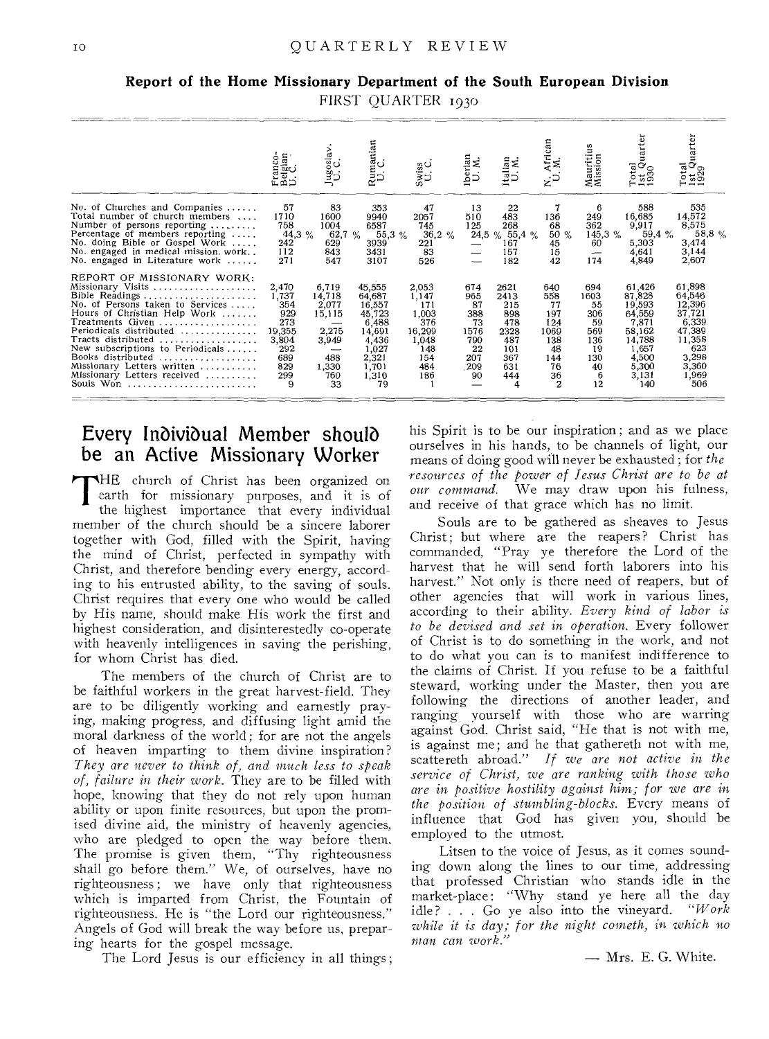## Report of the Home Missionary Department of the South European Division

FIRST QUARTER 1930

| | Franco-Belgian U. C. | Jugoslav. U. C. | Rumanian U. C. | Swiss U. C. | Iberian U. M. | Italian U. M. | N. African U. M. | Mauritius Mission | Total 1st Quarter 1930 | Total 1st Quarter 1929 |
|---|---|---|---|---|---|---|---|---|---|---|
| No. of Churches and Companies | 57 | 83 | 353 | 47 | 13 | 22 | 7 | 6 | 588 | 535 |
| Total number of church members | 1710 | 1600 | 9940 | 2057 | 510 | 483 | 136 | 249 | 16,685 | 14,572 |
| Number of persons reporting | 758 | 1004 | 6587 | 745 | 125 | 268 | 68 | 362 | 9,917 | 8,575 |
| Percentage of members reporting | 44,3 % | 62,7 % | 55,3 % | 36,2 % | 24,5 % | 55,4 % | 50 % | 145,3 % | 59,4 % | 58,8 % |
| No. doing Bible or Gospel Work | 242 | 629 | 3939 | 221 | — | 167 | 45 | 60 | 5,303 | 3,474 |
| No. engaged in medical mission. work | 112 | 843 | 3431 | 83 | — | 157 | 15 | — | 4,641 | 3,144 |
| No. engaged in Literature work | 271 | 547 | 3107 | 526 | — | 182 | 42 | 174 | 4,849 | 2,607 |
| REPORT OF MISSIONARY WORK: | | | | | | | | | | |
| Missionary Visits | 2,470 | 6,719 | 45,555 | 2,053 | 674 | 2621 | 640 | 694 | 61,426 | 61,898 |
| Bible Readings | 1,737 | 14,718 | 64,687 | 1,147 | 965 | 2413 | 558 | 1603 | 87,828 | 64,546 |
| No. of Persons taken to Services | 354 | 2,077 | 16,557 | 171 | 87 | 215 | 77 | 55 | 19,593 | 12,396 |
| Hours of Christian Help Work | 929 | 15,115 | 45,723 | 1,003 | 388 | 898 | 197 | 306 | 64,559 | 37,721 |
| Treatments Given | 273 | — | 6,488 | 376 | 73 | 478 | 124 | 59 | 7,871 | 6,339 |
| Periodicals distributed | 19,355 | 2,275 | 14,691 | 16,299 | 1576 | 2328 | 1069 | 569 | 58,162 | 47,389 |
| Tracts distributed | 3,804 | 3,949 | 4,436 | 1,048 | 790 | 487 | 138 | 136 | 14,788 | 11,358 |
| New subscriptions to Periodicals | 292 | — | 1,027 | 148 | 22 | 101 | 48 | 19 | 1,657 | 623 |
| Books distributed | 689 | 488 | 2,321 | 154 | 207 | 367 | 144 | 130 | 4,500 | 3,298 |
| Missionary Letters written | 829 | 1,330 | 1,701 | 484 | 209 | 631 | 76 | 40 | 5,300 | 3,360 |
| Missionary Letters received | 299 | 760 | 1,310 | 186 | 90 | 444 | 36 | 6 | 3,131 | 1,969 |
| Souls Won | 9 | 33 | 79 | 1 | — | 4 | 2 | 12 | 140 | 506 |

## Every Individual Member should be an Active Missionary Worker

THE church of Christ has been organized on earth for missionary purposes, and it is of the highest importance that every individual member of the church should be a sincere laborer together with God, filled with the Spirit, having the mind of Christ, perfected in sympathy with Christ, and therefore bending every energy, according to his entrusted ability, to the saving of souls. Christ requires that every one who would be called by His name, should make His work the first and highest consideration, and disinterestedly co-operate with heavenly intelligences in saving the perishing, for whom Christ has died.

The members of the church of Christ are to be faithful workers in the great harvest-field. They are to be diligently working and earnestly praying, making progress, and diffusing light amid the moral darkness of the world; for are not the angels of heaven imparting to them divine inspiration? *They are never to think of, and much less to speak of, failure in their work.* They are to be filled with hope, knowing that they do not rely upon human ability or upon finite resources, but upon the promised divine aid, the ministry of heavenly agencies, who are pledged to open the way before them. The promise is given them, "Thy righteousness shall go before them." We, of ourselves, have no righteousness; we have only that righteousness which is imparted from Christ, the Fountain of righteousness. He is "the Lord our righteousness." Angels of God will break the way before us, preparing hearts for the gospel message.

The Lord Jesus is our efficiency in all things; his Spirit is to be our inspiration; and as we place ourselves in his hands, to be channels of light, our means of doing good will never be exhausted; for *the resources of the power of Jesus Christ are to be at our command.* We may draw upon his fulness, and receive of that grace which has no limit.

Souls are to be gathered as sheaves to Jesus Christ; but where are the reapers? Christ has commanded, "Pray ye therefore the Lord of the harvest that he will send forth laborers into his harvest." Not only is there need of reapers, but of other agencies that will work in various lines, according to their ability. *Every kind of labor is to be devised and set in operation.* Every follower of Christ is to do something in the work, and not to do what you can is to manifest indifference to the claims of Christ. If you refuse to be a faithful steward, working under the Master, then you are following the directions of another leader, and ranging yourself with those who are warring against God. Christ said, "He that is not with me, is against me; and he that gathereth not with me, scattereth abroad." *If we are not active in the service of Christ, we are ranking with those who are in positive hostility against him; for we are in the position of stumbling-blocks.* Every means of influence that God has given you, should be employed to the utmost.

Litsen to the voice of Jesus, as it comes sounding down along the lines to our time, addressing that professed Christian who stands idle in the market-place: "Why stand ye here all the day idle? . . . Go ye also into the vineyard. *"Work while it is day; for the night cometh, in which no man can work."*

— Mrs. E. G. White.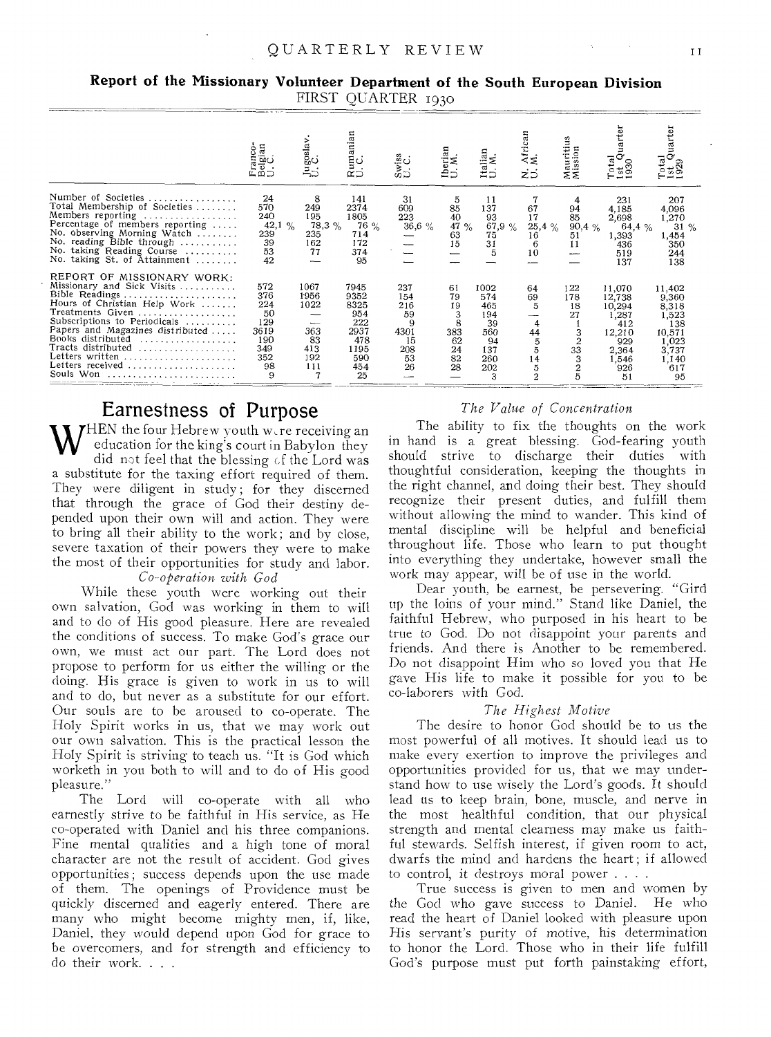## Report of the Missionary Volunteer Department of the South European Division

FIRST QUARTER 1930

| | Franco-Belgian U.C. | Jugoslav. U.C. | Rumanian U.C. | Swiss U.C. | Iberian U.M. | Italian U.M. | N. African U.M. | Mauritius Mission | Total 1st Quarter 1930 | Total 1st Quarter 1929 |
|---|---|---|---|---|---|---|---|---|---|---|
| Number of Societies | 24 | 8 | 141 | 31 | 5 | 11 | 7 | 4 | 231 | 207 |
| Total Membership of Societies | 570 | 249 | 2374 | 609 | 85 | 137 | 67 | 94 | 4,185 | 4,096 |
| Members reporting | 240 | 195 | 1805 | 223 | 40 | 93 | 17 | 85 | 2,698 | 1,270 |
| Percentage of members reporting | 42,1 % | 78,3 % | 76 % | 36,6 % | 47 % | 67,9 % | 25,4 % | 90,4 % | 64,4 % | 31 % |
| No. observing Morning Watch | 239 | 235 | 714 | — | 63 | 75 | 16 | 51 | 1,393 | 1,454 |
| No. reading Bible through | 39 | 162 | 172 | — | 15 | 31 | 6 | 11 | 436 | 350 |
| No. taking Reading Course | 53 | 77 | 374 | — | — | 5 | 10 | — | 519 | 244 |
| No. taking St. of Attainment | 42 | — | 95 | — | — | — | — | — | 137 | 138 |
| REPORT OF MISSIONARY WORK: | | | | | | | | | | |
| Missionary and Sick Visits | 572 | 1067 | 7945 | 237 | 61 | 1002 | 64 | 122 | 11,070 | 11,402 |
| Bible Readings | 376 | 1956 | 9352 | 154 | 79 | 574 | 69 | 178 | 12,738 | 9,360 |
| Hours of Christian Help Work | 224 | 1022 | 8325 | 216 | 19 | 465 | 5 | 18 | 10,294 | 8,318 |
| Treatments Given | 50 | — | 954 | 59 | 3 | 194 | — | 27 | 1,287 | 1,523 |
| Subscriptions to Periodicals | 129 | — | 222 | 9 | 8 | 39 | 4 | 1 | 412 | 138 |
| Papers and Magazines distributed | 3619 | 363 | 2937 | 4301 | 383 | 560 | 44 | 3 | 12,210 | 10,571 |
| Books distributed | 190 | 83 | 478 | 15 | 62 | 94 | 5 | 2 | 929 | 1,023 |
| Tracts distributed | 349 | 413 | 1195 | 208 | 24 | 137 | 5 | 33 | 2,364 | 3,737 |
| Letters written | 352 | 192 | 590 | 53 | 82 | 260 | 14 | 3 | 1,546 | 1,140 |
| Letters received | 98 | 111 | 454 | 26 | 28 | 202 | 5 | 2 | 926 | 617 |
| Souls Won | 9 | 7 | 25 | — | — | 3 | 2 | 5 | 51 | 95 |

# Earnestness of Purpose

WHEN the four Hebrew youth were receiving an education for the king's court in Babylon they did not feel that the blessing of the Lord was a substitute for the taxing effort required of them. They were diligent in study; for they discerned that through the grace of God their destiny depended upon their own will and action. They were to bring all their ability to the work; and by close, severe taxation of their powers they were to make the most of their opportunities for study and labor.

*Co-operation with God*

While these youth were working out their own salvation, God was working in them to will and to do of His good pleasure. Here are revealed the conditions of success. To make God's grace our own, we must act our part. The Lord does not propose to perform for us either the willing or the doing. His grace is given to work in us to will and to do, but never as a substitute for our effort. Our souls are to be aroused to co-operate. The Holy Spirit works in us, that we may work out our own salvation. This is the practical lesson the Holy Spirit is striving to teach us. "It is God which worketh in you both to will and to do of His good pleasure."

The Lord will co-operate with all who earnestly strive to be faithful in His service, as He co-operated with Daniel and his three companions. Fine mental qualities and a high tone of moral character are not the result of accident. God gives opportunities; success depends upon the use made of them. The openings of Providence must be quickly discerned and eagerly entered. There are many who might become mighty men, if, like, Daniel, they would depend upon God for grace to be overcomers, and for strength and efficiency to do their work. . . .

*The Value of Concentration*

The ability to fix the thoughts on the work in hand is a great blessing. God-fearing youth should strive to discharge their duties with thoughtful consideration, keeping the thoughts in the right channel, and doing their best. They should recognize their present duties, and fulfill them without allowing the mind to wander. This kind of mental discipline will be helpful and beneficial throughout life. Those who learn to put thought into everything they undertake, however small the work may appear, will be of use in the world.

Dear youth, be earnest, be persevering. "Gird up the loins of your mind." Stand like Daniel, the faithful Hebrew, who purposed in his heart to be true to God. Do not disappoint your parents and friends. And there is Another to be remembered. Do not disappoint Him who so loved you that He gave His life to make it possible for you to be co-laborers with God.

*The Highest Motive*

The desire to honor God should be to us the most powerful of all motives. It should lead us to make every exertion to improve the privileges and opportunities provided for us, that we may understand how to use wisely the Lord's goods. It should lead us to keep brain, bone, muscle, and nerve in the most healthful condition, that our physical strength and mental clearness may make us faithful stewards. Selfish interest, if given room to act, dwarfs the mind and hardens the heart; if allowed to control, it destroys moral power . . . .

True success is given to men and women by the God who gave success to Daniel. He who read the heart of Daniel looked with pleasure upon His servant's purity of motive, his determination to honor the Lord. Those who in their life fulfill God's purpose must put forth painstaking effort,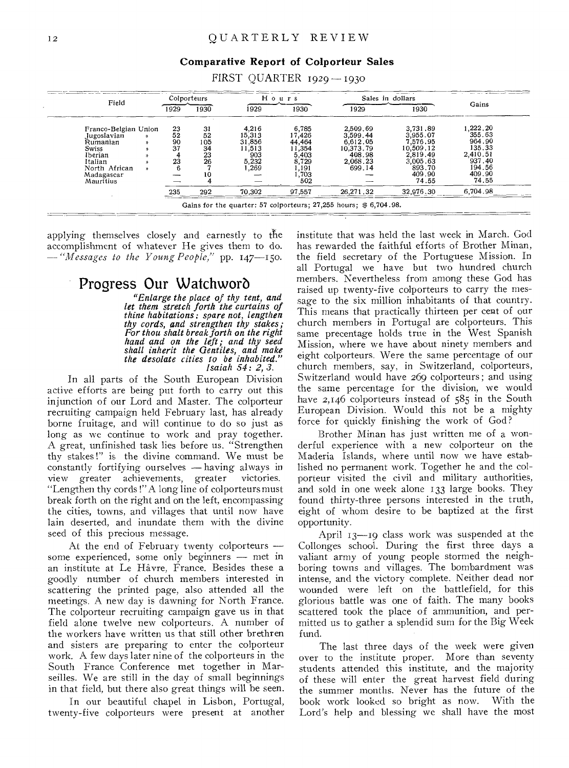**Comparative Report of Colporteur Sales**

FIRST QUARTER 1929 — 1930

| Field | Colporteurs | | Hours | | Sales in dollars | | Gains |
|---|---|---|---|---|---|---|---|
| | 1929 | 1930 | 1929 | 1930 | 1929 | 1930 | |
| Franco-Belgian Union | 23 | 31 | 4,216 | 6,785 | 2,509.69 | 3,731.89 | 1,222.20 |
| Jugoslavian » | 52 | 52 | 15,313 | 17,426 | 3,599.44 | 3,955.07 | 355.63 |
| Rumanian » | 90 | 105 | 31,856 | 44,464 | 6,612.05 | 7,576.95 | 964.90 |
| Swiss » | 37 | 34 | 11,513 | 11,354 | 10,373.79 | 10,509.12 | 135.33 |
| Iberian » | 4 | 23 | 903 | 5,403 | 408.98 | 2,819.49 | 2,410.51 |
| Italian » | 23 | 26 | 5,232 | 8,729 | 2,068.23 | 3,005.63 | 937.40 |
| North African » | 6 | 7 | 1,269 | 1,191 | 699.14 | 893.70 | 194.56 |
| Madagascar | — | 10 | — | 1,703 | — | 409.90 | 409.90 |
| Mauritius | — | 4 | — | 502 | — | 74.55 | 74.55 |
| | 235 | 292 | 70,302 | 97,557 | 26,271.32 | 32,976.30 | 6,704.98 |

Gains for the quarter: 57 colporteurs; 27,255 hours; $ 6,704.98.

applying themselves closely and earnestly to the accomplishment of whatever He gives them to do. — *"Messages to the Young People,"* pp. 147—150.

# Progress Our Watchword

> *"Enlarge the place of thy tent, and let them stretch forth the curtains of thine habitations: spare not, lengthen thy cords, and strengthen thy stakes; For thou shalt break forth on the right hand and on the left; and thy seed shall inherit the Gentiles, and make the desolate cities to be inhabited."*
> *Isaiah 54: 2, 3.*

In all parts of the South European Division active efforts are being put forth to carry out this injunction of our Lord and Master. The colporteur recruiting campaign held February last, has already borne fruitage, and will continue to do so just as long as we continue to work and pray together. A great, unfinished task lies before us. "Strengthen thy stakes!" is the divine command. We must be constantly fortifying ourselves — having always in view greater achievements, greater victories. "Lengthen thy cords!" A long line of colporteurs must break forth on the right and on the left, encompassing the cities, towns, and villages that until now have lain deserted, and inundate them with the divine seed of this precious message.

At the end of February twenty colporteurs — some experienced, some only beginners — met in an institute at Le Hâvre, France. Besides these a goodly number of church members interested in scattering the printed page, also attended all the meetings. A new day is dawning for North France. The colporteur recruiting campaign gave us in that field alone twelve new colporteurs. A number of the workers have written us that still other brethren and sisters are preparing to enter the colporteur work. A few days later nine of the colporteurs in the South France Conference met together in Marseilles. We are still in the day of small beginnings in that field, but there also great things will be seen.

In our beautiful chapel in Lisbon, Portugal, twenty-five colporteurs were present at another institute that was held the last week in March. God has rewarded the faithful efforts of Brother Minan, the field secretary of the Portuguese Mission. In all Portugal we have but two hundred church members. Nevertheless from among these God has raised up twenty-five colporteurs to carry the message to the six million inhabitants of that country. This means that practically thirteen per cent of our church members in Portugal are colporteurs. This same precentage holds true in the West Spanish Mission, where we have about ninety members and eight colporteurs. Were the same percentage of our church members, say, in Switzerland, colporteurs, Switzerland would have 269 colporteurs; and using the same percentage for the division, we would have 2,146 colporteurs instead of 585 in the South European Division. Would this not be a mighty force for quickly finishing the work of God?

Brother Minan has just written me of a wonderful experience with a new colporteur on the Maderia Islands, where until now we have established no permanent work. Together he and the colporteur visited the civil and military authorities, and sold in one week alone 133 large books. They found thirty-three persons interested in the truth, eight of whom desire to be baptized at the first opportunity.

April 13—19 class work was suspended at the Collonges school. During the first three days a valiant army of young people stormed the neighboring towns and villages. The bombardment was intense, and the victory complete. Neither dead nor wounded were left on the battlefield, for this glorious battle was one of faith. The many books scattered took the place of ammunition, and permitted us to gather a splendid sum for the Big Week fund.

The last three days of the week were given over to the institute proper. More than seventy students attended this institute, and the majority of these will enter the great harvest field during the summer months. Never has the future of the book work looked so bright as now. With the Lord's help and blessing we shall have the most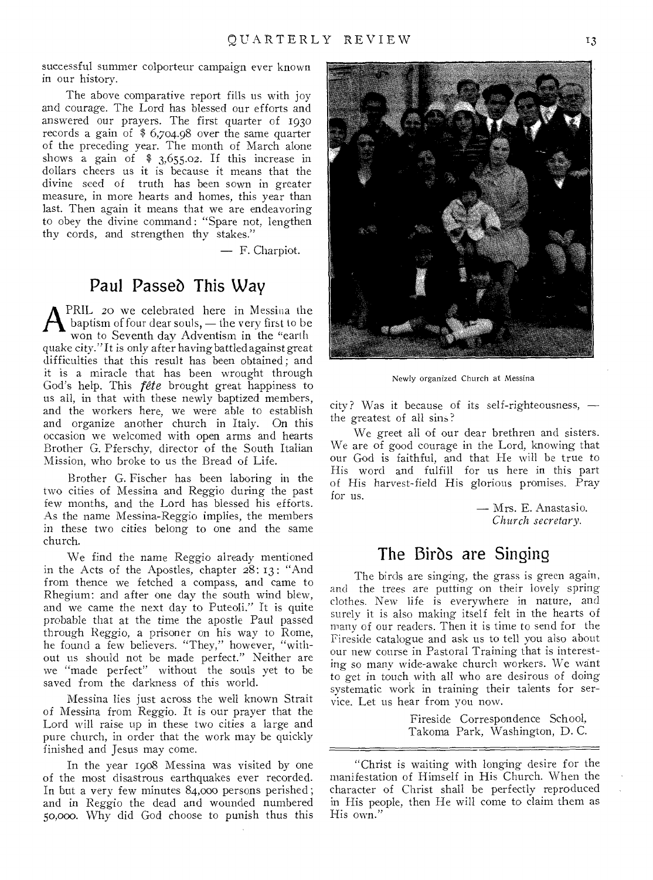successful summer colporteur campaign ever known in our history.

The above comparative report fills us with joy and courage. The Lord has blessed our efforts and answered our prayers. The first quarter of 1930 records a gain of $ 6,704.98 over the same quarter of the preceding year. The month of March alone shows a gain of $ 3,655.02. If this increase in dollars cheers us it is because it means that the divine seed of truth has been sown in greater measure, in more hearts and homes, this year than last. Then again it means that we are endeavoring to obey the divine command: "Spare not, lengthen thy cords, and strengthen thy stakes."

— F. Charpiot.

## Paul Passed This Way

APRIL 20 we celebrated here in Messina the baptism of four dear souls, — the very first to be won to Seventh day Adventism in the "earthquake city." It is only after having battled against great difficulties that this result has been obtained; and it is a miracle that has been wrought through God's help. This *fête* brought great happiness to us all, in that with these newly baptized members, and the workers here, we were able to establish and organize another church in Italy. On this occasion we welcomed with open arms and hearts Brother G. Pferschy, director of the South Italian Mission, who broke to us the Bread of Life.

Brother G. Fischer has been laboring in the two cities of Messina and Reggio during the past few months, and the Lord has blessed his efforts. As the name Messina-Reggio implies, the members in these two cities belong to one and the same church.

We find the name Reggio already mentioned in the Acts of the Apostles, chapter 28: 13: "And from thence we fetched a compass, and came to Rhegium: and after one day the south wind blew, and we came the next day to Puteoli." It is quite probable that at the time the apostle Paul passed through Reggio, a prisoner on his way to Rome, he found a few believers. "They," however, "without us should not be made perfect." Neither are we "made perfect" without the souls yet to be saved from the darkness of this world.

Messina lies just across the well known Strait of Messina from Reggio. It is our prayer that the Lord will raise up in these two cities a large and pure church, in order that the work may be quickly finished and Jesus may come.

In the year 1908 Messina was visited by one of the most disastrous earthquakes ever recorded. In but a very few minutes 84,000 persons perished; and in Reggio the dead and wounded numbered 50,000. Why did God choose to punish thus this city? Was it because of its self-righteousness, — the greatest of all sins?

Newly organized Church at Messina

We greet all of our dear brethren and sisters. We are of good courage in the Lord, knowing that our God is faithful, and that He will be true to His word and fulfill for us here in this part of His harvest-field His glorious promises. Pray for us.

— Mrs. E. Anastasio.
*Church secretary.*

## The Birds are Singing

The birds are singing, the grass is green again, and the trees are putting on their lovely spring clothes. New life is everywhere in nature, and surely it is also making itself felt in the hearts of many of our readers. Then it is time to send for the Fireside catalogue and ask us to tell you also about our new course in Pastoral Training that is interesting so many wide-awake church workers. We want to get in touch with all who are desirous of doing systematic work in training their talents for service. Let us hear from you now.

Fireside Correspondence School,
Takoma Park, Washington, D. C.

---

"Christ is waiting with longing desire for the manifestation of Himself in His Church. When the character of Christ shall be perfectly reproduced in His people, then He will come to claim them as His own."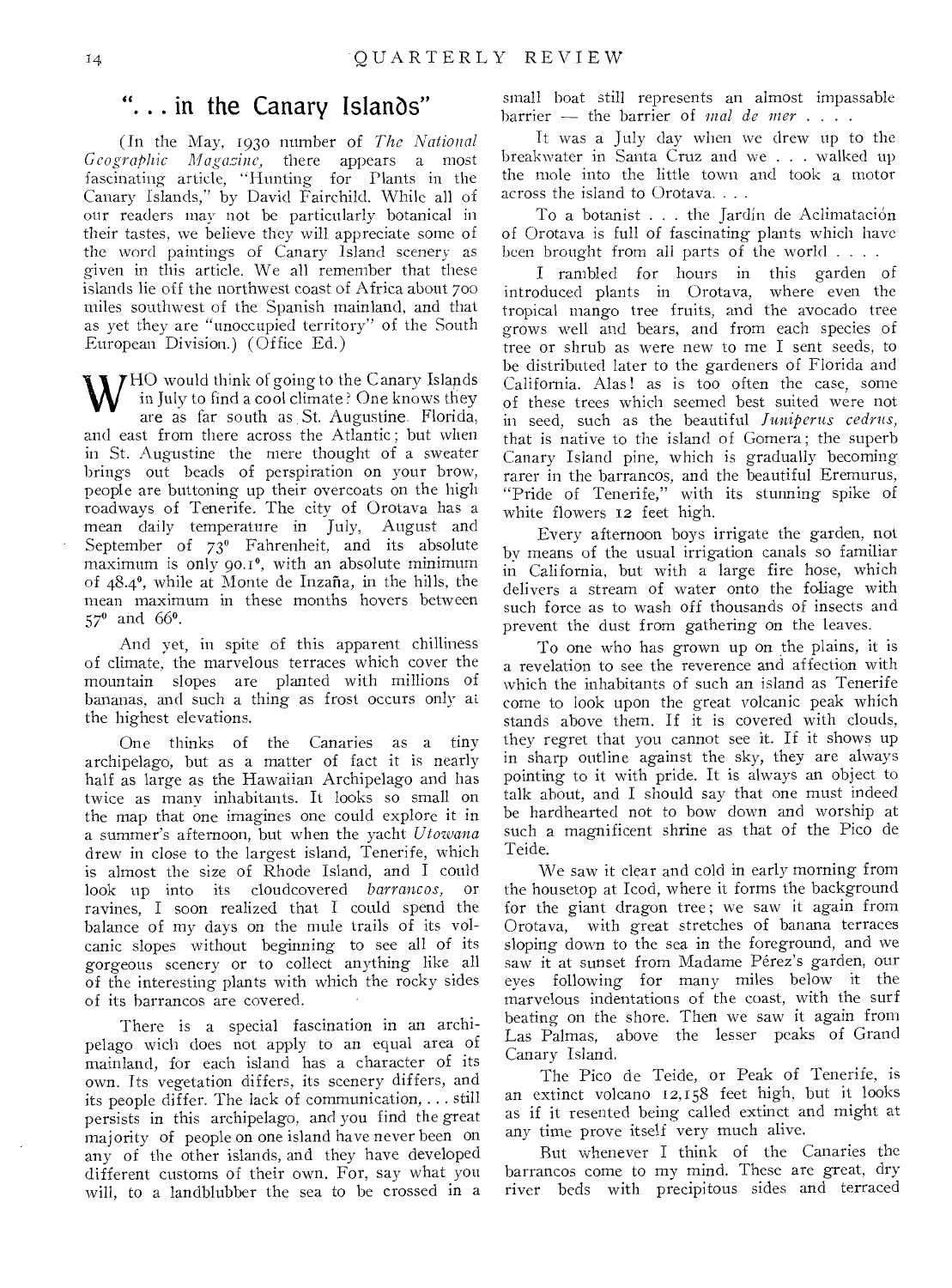## "... in the Canary Islands"

(In the May, 1930 number of *The National Geographic Magazine*, there appears a most fascinating article, "Hunting for Plants in the Canary Islands," by David Fairchild. While all of our readers may not be particularly botanical in their tastes, we believe they will appreciate some of the word paintings of Canary Island scenery as given in this article. We all remember that these islands lie off the northwest coast of Africa about 700 miles southwest of the Spanish mainland, and that as yet they are "unoccupied territory" of the South European Division.) (Office Ed.)

WHO would think of going to the Canary Islands in July to find a cool climate? One knows they are as far south as St. Augustine, Florida, and east from there across the Atlantic; but when in St. Augustine the mere thought of a sweater brings out beads of perspiration on your brow, people are buttoning up their overcoats on the high roadways of Tenerife. The city of Orotava has a mean daily temperature in July, August and September of 73° Fahrenheit, and its absolute maximum is only 90.1°, with an absolute minimum of 48.4°, while at Monte de Inzaña, in the hills, the mean maximum in these months hovers between 57° and 66°.

And yet, in spite of this apparent chilliness of climate, the marvelous terraces which cover the mountain slopes are planted with millions of bananas, and such a thing as frost occurs only at the highest elevations.

One thinks of the Canaries as a tiny archipelago, but as a matter of fact it is nearly half as large as the Hawaiian Archipelago and has twice as many inhabitants. It looks so small on the map that one imagines one could explore it in a summer's afternoon, but when the yacht *Utowana* drew in close to the largest island, Tenerife, which is almost the size of Rhode Island, and I could look up into its cloudcovered *barrancos*, or ravines, I soon realized that I could spend the balance of my days on the mule trails of its volcanic slopes without beginning to see all of its gorgeous scenery or to collect anything like all of the interesting plants with which the rocky sides of its barrancos are covered.

There is a special fascination in an archipelago wich does not apply to an equal area of mainland, for each island has a character of its own. Its vegetation differs, its scenery differs, and its people differ. The lack of communication, ... still persists in this archipelago, and you find the great majority of people on one island have never been on any of the other islands, and they have developed different customs of their own. For, say what you will, to a landblubber the sea to be crossed in a small boat still represents an almost impassable barrier — the barrier of *mal de mer* . . . .

It was a July day when we drew up to the breakwater in Santa Cruz and we . . . walked up the mole into the little town and took a motor across the island to Orotava. . . .

To a botanist . . . the Jardín de Aclimatación of Orotava is full of fascinating plants which have been brought from all parts of the world . . . .

I rambled for hours in this garden of introduced plants in Orotava, where even the tropical mango tree fruits, and the avocado tree grows well and bears, and from each species of tree or shrub as were new to me I sent seeds, to be distributed later to the gardeners of Florida and California. Alas! as is too often the case, some of these trees which seemed best suited were not in seed, such as the beautiful *Juniperus cedrus*, that is native to the island of Gomera; the superb Canary Island pine, which is gradually becoming rarer in the barrancos, and the beautiful Eremurus, "Pride of Tenerife," with its stunning spike of white flowers 12 feet high.

Every afternoon boys irrigate the garden, not by means of the usual irrigation canals so familiar in California, but with a large fire hose, which delivers a stream of water onto the foliage with such force as to wash off thousands of insects and prevent the dust from gathering on the leaves.

To one who has grown up on the plains, it is a revelation to see the reverence and affection with which the inhabitants of such an island as Tenerife come to look upon the great volcanic peak which stands above them. If it is covered with clouds, they regret that you cannot see it. If it shows up in sharp outline against the sky, they are always pointing to it with pride. It is always an object to talk about, and I should say that one must indeed be hardhearted not to bow down and worship at such a magnificent shrine as that of the Pico de Teide.

We saw it clear and cold in early morning from the housetop at Icod, where it forms the background for the giant dragon tree; we saw it again from Orotava, with great stretches of banana terraces sloping down to the sea in the foreground, and we saw it at sunset from Madame Pérez's garden, our eyes following for many miles below it the marvelous indentations of the coast, with the surf beating on the shore. Then we saw it again from Las Palmas, above the lesser peaks of Grand Canary Island.

The Pico de Teide, or Peak of Tenerife, is an extinct volcano 12,158 feet high, but it looks as if it resented being called extinct and might at any time prove itself very much alive.

But whenever I think of the Canaries the barrancos come to my mind. These are great, dry river beds with precipitous sides and terraced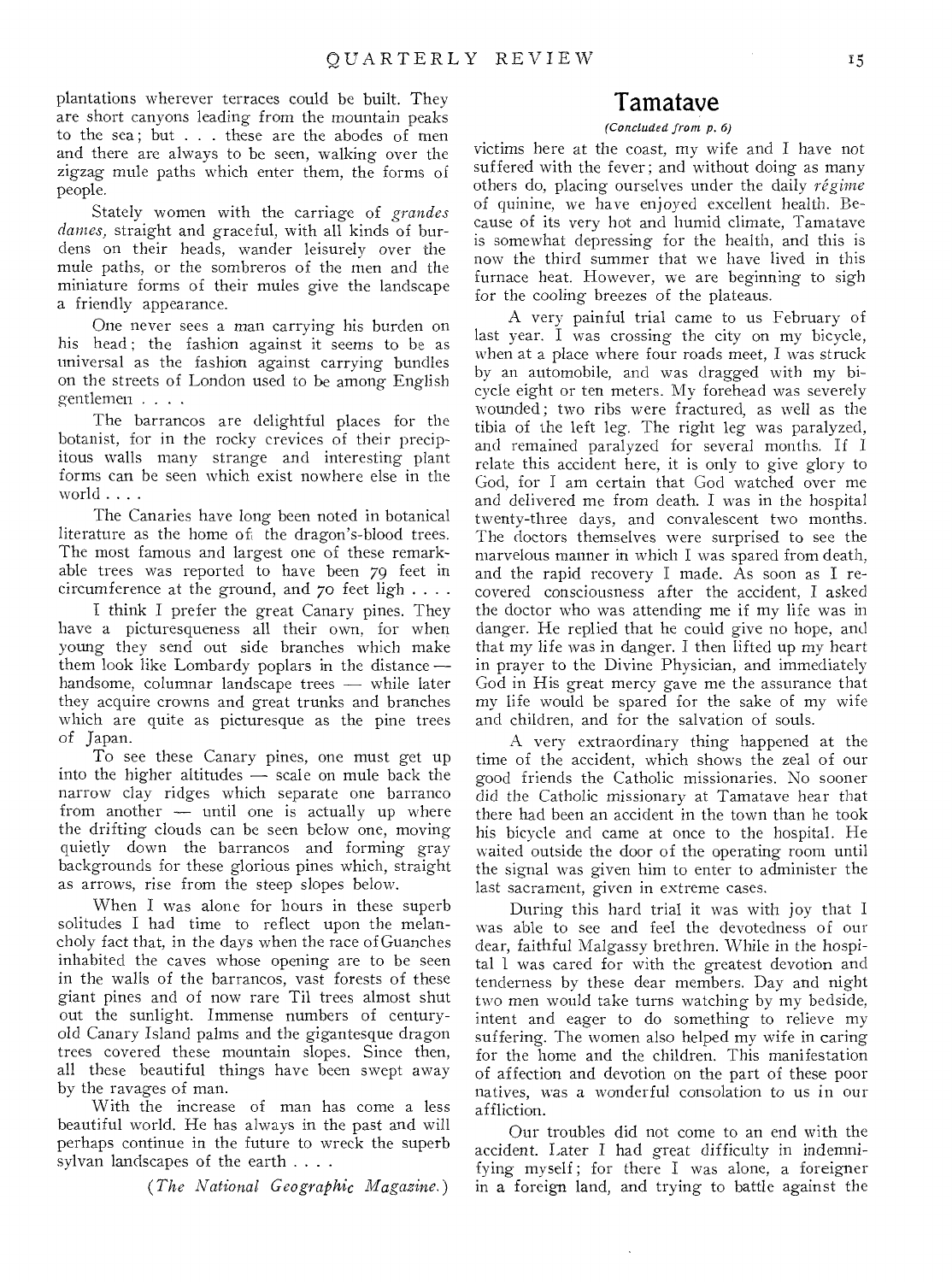plantations wherever terraces could be built. They are short canyons leading from the mountain peaks to the sea; but . . . these are the abodes of men and there are always to be seen, walking over the zigzag mule paths which enter them, the forms of people.

Stately women with the carriage of *grandes dames,* straight and graceful, with all kinds of burdens on their heads, wander leisurely over the mule paths, or the sombreros of the men and the miniature forms of their mules give the landscape a friendly appearance.

One never sees a man carrying his burden on his head; the fashion against it seems to be as universal as the fashion against carrying bundles on the streets of London used to be among English gentlemen . . . .

The barrancos are delightful places for the botanist, for in the rocky crevices of their precipitous walls many strange and interesting plant forms can be seen which exist nowhere else in the world . . . .

The Canaries have long been noted in botanical literature as the home of the dragon's-blood trees. The most famous and largest one of these remarkable trees was reported to have been 79 feet in circumference at the ground, and 70 feet ligh . . . .

I think I prefer the great Canary pines. They have a picturesqueness all their own, for when young they send out side branches which make them look like Lombardy poplars in the distance — handsome, columnar landscape trees — while later they acquire crowns and great trunks and branches which are quite as picturesque as the pine trees of Japan.

To see these Canary pines, one must get up into the higher altitudes — scale on mule back the narrow clay ridges which separate one barranco from another — until one is actually up where the drifting clouds can be seen below one, moving quietly down the barrancos and forming gray backgrounds for these glorious pines which, straight as arrows, rise from the steep slopes below.

When I was alone for hours in these superb solitudes I had time to reflect upon the melancholy fact that, in the days when the race of Guanches inhabited the caves whose opening are to be seen in the walls of the barrancos, vast forests of these giant pines and of now rare Til trees almost shut out the sunlight. Immense numbers of century-old Canary Island palms and the gigantesque dragon trees covered these mountain slopes. Since then, all these beautiful things have been swept away by the ravages of man.

With the increase of man has come a less beautiful world. He has always in the past and will perhaps continue in the future to wreck the superb sylvan landscapes of the earth . . . .

(*The National Geographic Magazine.*)

## Tamatave

*(Concluded from p. 6)*

victims here at the coast, my wife and I have not suffered with the fever; and without doing as many others do, placing ourselves under the daily *régime* of quinine, we have enjoyed excellent health. Because of its very hot and humid climate, Tamatave is somewhat depressing for the health, and this is now the third summer that we have lived in this furnace heat. However, we are beginning to sigh for the cooling breezes of the plateaus.

A very painful trial came to us February of last year. I was crossing the city on my bicycle, when at a place where four roads meet, I was struck by an automobile, and was dragged with my bicycle eight or ten meters. My forehead was severely wounded; two ribs were fractured, as well as the tibia of the left leg. The right leg was paralyzed, and remained paralyzed for several months. If I relate this accident here, it is only to give glory to God, for I am certain that God watched over me and delivered me from death. I was in the hospital twenty-three days, and convalescent two months. The doctors themselves were surprised to see the marvelous manner in which I was spared from death, and the rapid recovery I made. As soon as I recovered consciousness after the accident, I asked the doctor who was attending me if my life was in danger. He replied that he could give no hope, and that my life was in danger. I then lifted up my heart in prayer to the Divine Physician, and immediately God in His great mercy gave me the assurance that my life would be spared for the sake of my wife and children, and for the salvation of souls.

A very extraordinary thing happened at the time of the accident, which shows the zeal of our good friends the Catholic missionaries. No sooner did the Catholic missionary at Tamatave hear that there had been an accident in the town than he took his bicycle and came at once to the hospital. He waited outside the door of the operating room until the signal was given him to enter to administer the last sacrament, given in extreme cases.

During this hard trial it was with joy that I was able to see and feel the devotedness of our dear, faithful Malgassy brethren. While in the hospital I was cared for with the greatest devotion and tenderness by these dear members. Day and night two men would take turns watching by my bedside, intent and eager to do something to relieve my suffering. The women also helped my wife in caring for the home and the children. This manifestation of affection and devotion on the part of these poor natives, was a wonderful consolation to us in our affliction.

Our troubles did not come to an end with the accident. Later I had great difficulty in indemnifying myself; for there I was alone, a foreigner in a foreign land, and trying to battle against the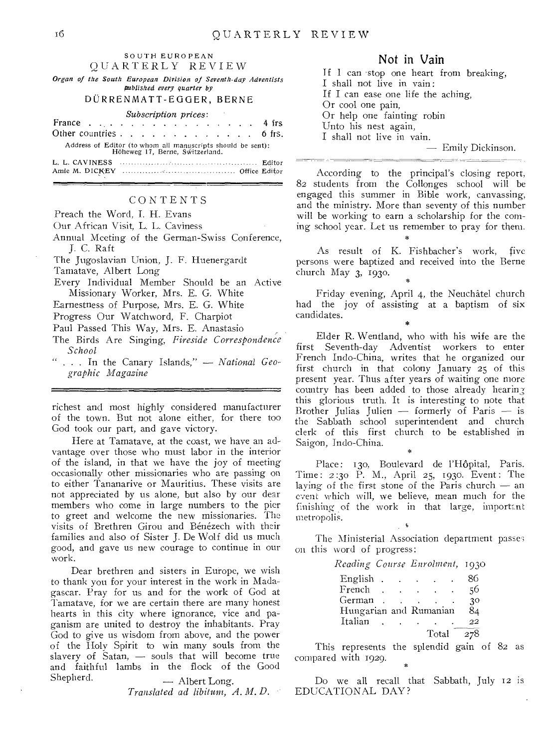SOUTH EUROPEAN

QUARTERLY REVIEW

*Organ of the South European Division of Seventh-day Adventists published every quarter by*

DÜRRENMATT-EGGER, BERNE

*Subscription prices:*

| | |
|---|---|
| France | 4 frs |
| Other countries | 6 frs. |

Address of Editor (to whom all manuscripts should be sent): Höheweg 17, Berne, Switzerland.

L. L. CAVINESS ........ Editor
Amie M. DICKEY ........ Office Editor

## CONTENTS

Preach the Word, I. H. Evans
Our African Visit, L. L. Caviness
Annual Meeting of the German-Swiss Conference, J. C. Raft
The Jugoslavian Union, J. F. Huenergardt
Tamatave, Albert Long
Every Individual Member Should be an Active Missionary Worker, Mrs. E. G. White
Earnestness of Purpose, Mrs. E. G. White
Progress Our Watchword, F. Charpiot
Paul Passed This Way, Mrs. E. Anastasio
The Birds Are Singing, *Fireside Correspondence School*
" . . . In the Canary Islands," — *National Geographic Magazine*

richest and most highly considered manufacturer of the town. But not alone either, for there too God took our part, and gave victory.

Here at Tamatave, at the coast, we have an advantage over those who must labor in the interior of the island, in that we have the joy of meeting occasionally other missionaries who are passing on to either Tananarive or Mauritius. These visits are not appreciated by us alone, but also by our dear members who come in large numbers to the pier to greet and welcome the new missionaries. The visits of Brethren Girou and Bénézech with their families and also of Sister J. De Wolf did us much good, and gave us new courage to continue in our work.

Dear brethren and sisters in Europe, we wish to thank you for your interest in the work in Madagascar. Pray for us and for the work of God at Tamatave, for we are certain there are many honest hearts in this city where ignorance, vice and paganism are united to destroy the inhabitants. Pray God to give us wisdom from above, and the power of the Holy Spirit to win many souls from the slavery of Satan, — souls that will become true and faithful lambs in the flock of the Good Shepherd.

— Albert Long.

*Translated ad libitum, A. M. D.*

## Not in Vain

If I can stop one heart from breaking,
I shall not live in vain:
If I can ease one life the aching,
Or cool one pain,
Or help one fainting robin
Unto his nest again,
I shall not live in vain.

— Emily Dickinson.

According to the principal's closing report, 82 students from the Collonges school will be engaged this summer in Bible work, canvassing, and the ministry. More than seventy of this number will be working to earn a scholarship for the coming school year. Let us remember to pray for them.

*

As result of K. Fishbacher's work, five persons were baptized and received into the Berne church May 3, 1930.

*

Friday evening, April 4, the Neuchâtel church had the joy of assisting at a baptism of six candidates.

*

Elder R. Wentland, who with his wife are the first Seventh-day Adventist workers to enter French Indo-China, writes that he organized our first church in that colony January 25 of this present year. Thus after years of waiting one more country has been added to those already hearing this glorious truth. It is interesting to note that Brother Julias Julien — formerly of Paris — is the Sabbath school superintendent and church clerk of this first church to be established in Saigon, Indo-China.

*

Place: 130, Boulevard de l'Hôpital, Paris. Time: 2:30 P. M., April 25, 1930. Event: The laying of the first stone of the Paris church — an event which will, we believe, mean much for the finishing of the work in that large, important metropolis.

*

The Ministerial Association department passes on this word of progress:

*Reading Course Enrolment, 1930*

| | |
|---|---|
| English | 86 |
| French | 56 |
| German | 30 |
| Hungarian and Rumanian | 84 |
| Italian | 22 |
| Total | 278 |

This represents the splendid gain of 82 as compared with 1929.

*

Do we all recall that Sabbath, July 12 is EDUCATIONAL DAY?